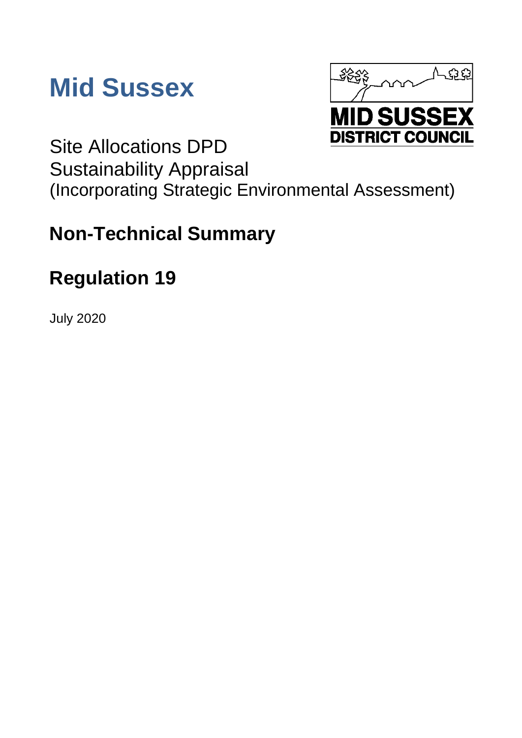# Mid Sussex

MID SUSSEX DISTRICT COUNCIL

Site Allocations DPD
Sustainability Appraisal
(Incorporating Strategic Environmental Assessment)

## Non-Technical Summary

## Regulation 19

July 2020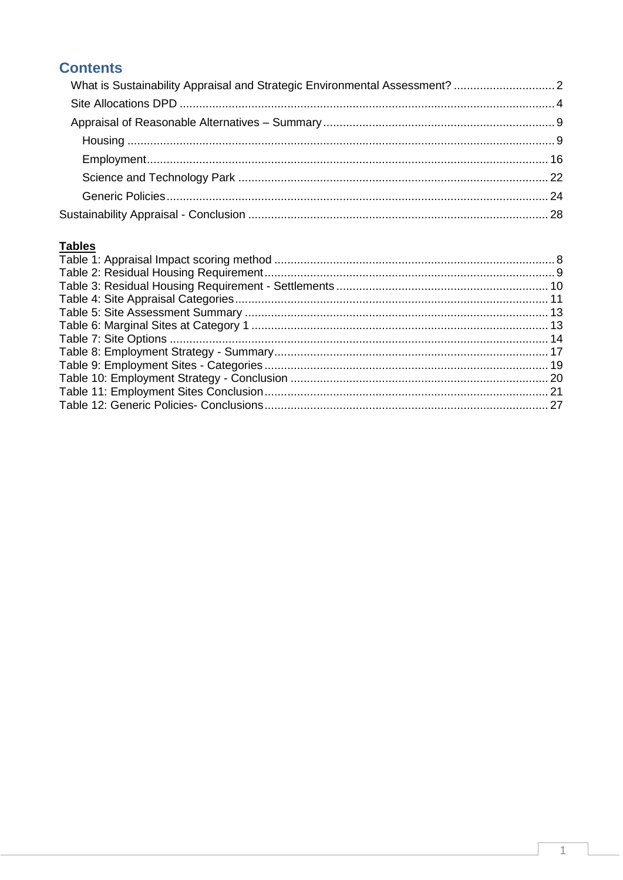# Contents

- What is Sustainability Appraisal and Strategic Environmental Assessment? ............................... 2
- Site Allocations DPD ........................................................................................................ 4
- Appraisal of Reasonable Alternatives – Summary ....................................................................... 9
  - Housing ...................................................................................................................... 9
  - Employment.................................................................................................................. 16
  - Science and Technology Park ............................................................................................ 22
  - Generic Policies............................................................................................................. 24

Sustainability Appraisal - Conclusion ........................................................................................ 28

**Tables**

Table 1: Appraisal Impact scoring method ..................................................................................... 8
Table 2: Residual Housing Requirement......................................................................................... 9
Table 3: Residual Housing Requirement - Settlements ................................................................. 10
Table 4: Site Appraisal Categories................................................................................................ 11
Table 5: Site Assessment Summary ............................................................................................. 13
Table 6: Marginal Sites at Category 1 ........................................................................................... 13
Table 7: Site Options .................................................................................................................... 14
Table 8: Employment Strategy - Summary.................................................................................... 17
Table 9: Employment Sites - Categories....................................................................................... 19
Table 10: Employment Strategy - Conclusion ............................................................................... 20
Table 11: Employment Sites Conclusion....................................................................................... 21
Table 12: Generic Policies- Conclusions....................................................................................... 27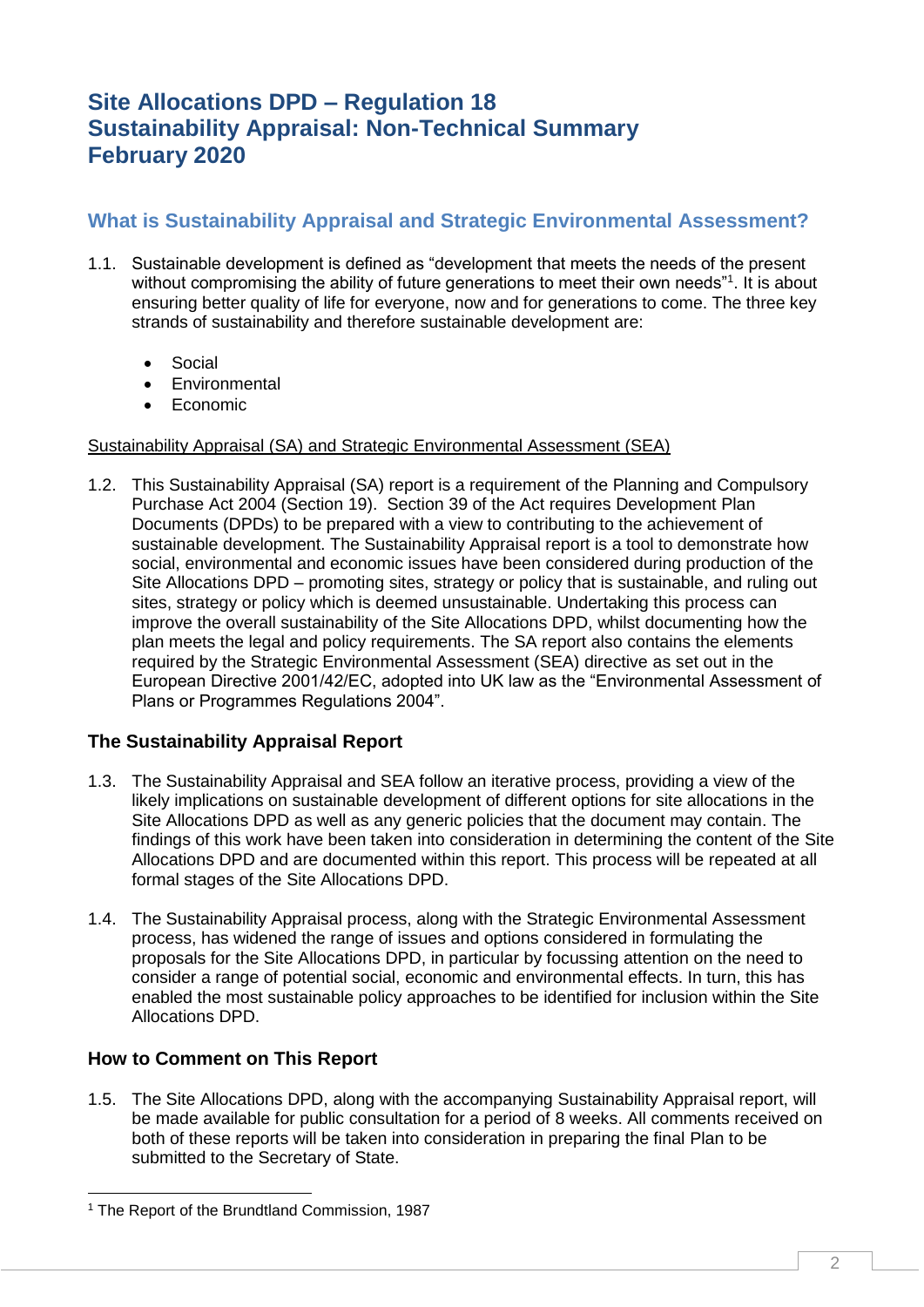# Site Allocations DPD – Regulation 18
# Sustainability Appraisal: Non-Technical Summary
# February 2020

## What is Sustainability Appraisal and Strategic Environmental Assessment?

1.1. Sustainable development is defined as "development that meets the needs of the present without compromising the ability of future generations to meet their own needs"[1]. It is about ensuring better quality of life for everyone, now and for generations to come. The three key strands of sustainability and therefore sustainable development are:

- Social
- Environmental
- Economic

Sustainability Appraisal (SA) and Strategic Environmental Assessment (SEA)

1.2. This Sustainability Appraisal (SA) report is a requirement of the Planning and Compulsory Purchase Act 2004 (Section 19). Section 39 of the Act requires Development Plan Documents (DPDs) to be prepared with a view to contributing to the achievement of sustainable development. The Sustainability Appraisal report is a tool to demonstrate how social, environmental and economic issues have been considered during production of the Site Allocations DPD – promoting sites, strategy or policy that is sustainable, and ruling out sites, strategy or policy which is deemed unsustainable. Undertaking this process can improve the overall sustainability of the Site Allocations DPD, whilst documenting how the plan meets the legal and policy requirements. The SA report also contains the elements required by the Strategic Environmental Assessment (SEA) directive as set out in the European Directive 2001/42/EC, adopted into UK law as the "Environmental Assessment of Plans or Programmes Regulations 2004".

### The Sustainability Appraisal Report

1.3. The Sustainability Appraisal and SEA follow an iterative process, providing a view of the likely implications on sustainable development of different options for site allocations in the Site Allocations DPD as well as any generic policies that the document may contain. The findings of this work have been taken into consideration in determining the content of the Site Allocations DPD and are documented within this report. This process will be repeated at all formal stages of the Site Allocations DPD.

1.4. The Sustainability Appraisal process, along with the Strategic Environmental Assessment process, has widened the range of issues and options considered in formulating the proposals for the Site Allocations DPD, in particular by focussing attention on the need to consider a range of potential social, economic and environmental effects. In turn, this has enabled the most sustainable policy approaches to be identified for inclusion within the Site Allocations DPD.

### How to Comment on This Report

1.5. The Site Allocations DPD, along with the accompanying Sustainability Appraisal report, will be made available for public consultation for a period of 8 weeks. All comments received on both of these reports will be taken into consideration in preparing the final Plan to be submitted to the Secretary of State.

---

[1] The Report of the Brundtland Commission, 1987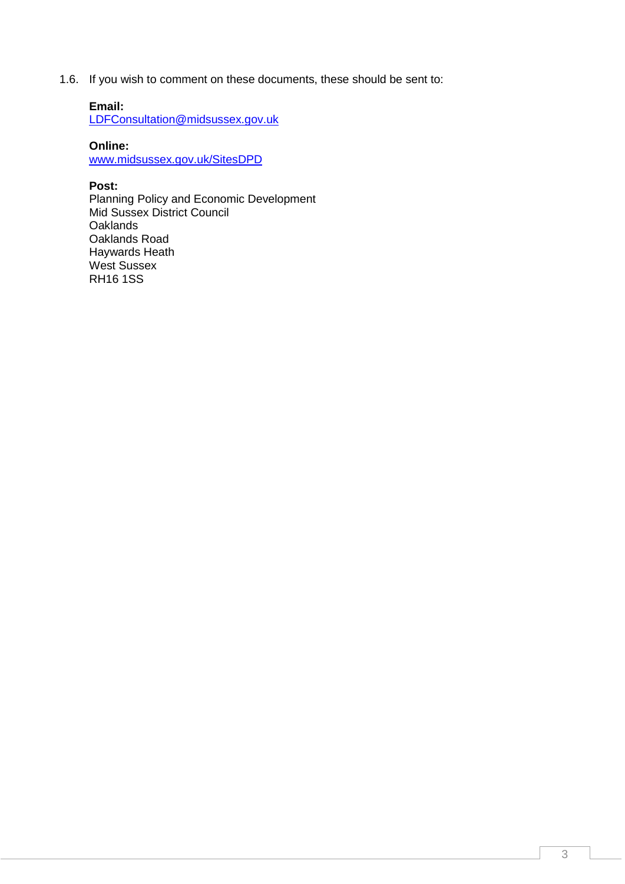1.6. If you wish to comment on these documents, these should be sent to:

**Email:**
LDFConsultation@midsussex.gov.uk

**Online:**
www.midsussex.gov.uk/SitesDPD

**Post:**
Planning Policy and Economic Development
Mid Sussex District Council
Oaklands
Oaklands Road
Haywards Heath
West Sussex
RH16 1SS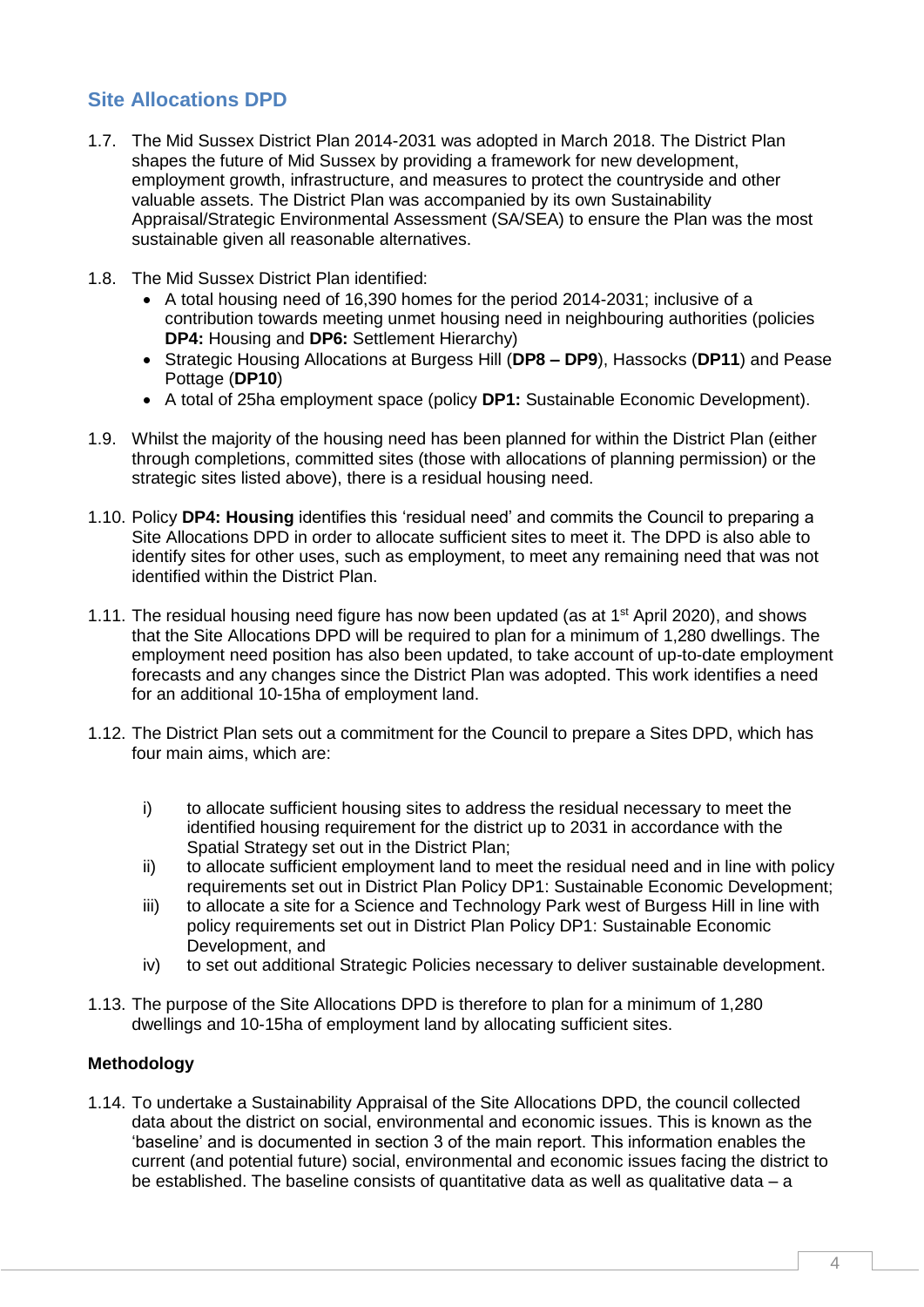## Site Allocations DPD

1.7. The Mid Sussex District Plan 2014-2031 was adopted in March 2018. The District Plan shapes the future of Mid Sussex by providing a framework for new development, employment growth, infrastructure, and measures to protect the countryside and other valuable assets. The District Plan was accompanied by its own Sustainability Appraisal/Strategic Environmental Assessment (SA/SEA) to ensure the Plan was the most sustainable given all reasonable alternatives.

1.8. The Mid Sussex District Plan identified:

- A total housing need of 16,390 homes for the period 2014-2031; inclusive of a contribution towards meeting unmet housing need in neighbouring authorities (policies **DP4:** Housing and **DP6:** Settlement Hierarchy)
- Strategic Housing Allocations at Burgess Hill (**DP8 – DP9**), Hassocks (**DP11**) and Pease Pottage (**DP10**)
- A total of 25ha employment space (policy **DP1:** Sustainable Economic Development).

1.9. Whilst the majority of the housing need has been planned for within the District Plan (either through completions, committed sites (those with allocations of planning permission) or the strategic sites listed above), there is a residual housing need.

1.10. Policy **DP4: Housing** identifies this 'residual need' and commits the Council to preparing a Site Allocations DPD in order to allocate sufficient sites to meet it. The DPD is also able to identify sites for other uses, such as employment, to meet any remaining need that was not identified within the District Plan.

1.11. The residual housing need figure has now been updated (as at 1st April 2020), and shows that the Site Allocations DPD will be required to plan for a minimum of 1,280 dwellings. The employment need position has also been updated, to take account of up-to-date employment forecasts and any changes since the District Plan was adopted. This work identifies a need for an additional 10-15ha of employment land.

1.12. The District Plan sets out a commitment for the Council to prepare a Sites DPD, which has four main aims, which are:

i) to allocate sufficient housing sites to address the residual necessary to meet the identified housing requirement for the district up to 2031 in accordance with the Spatial Strategy set out in the District Plan;

ii) to allocate sufficient employment land to meet the residual need and in line with policy requirements set out in District Plan Policy DP1: Sustainable Economic Development;

iii) to allocate a site for a Science and Technology Park west of Burgess Hill in line with policy requirements set out in District Plan Policy DP1: Sustainable Economic Development, and

iv) to set out additional Strategic Policies necessary to deliver sustainable development.

1.13. The purpose of the Site Allocations DPD is therefore to plan for a minimum of 1,280 dwellings and 10-15ha of employment land by allocating sufficient sites.

**Methodology**

1.14. To undertake a Sustainability Appraisal of the Site Allocations DPD, the council collected data about the district on social, environmental and economic issues. This is known as the 'baseline' and is documented in section 3 of the main report. This information enables the current (and potential future) social, environmental and economic issues facing the district to be established. The baseline consists of quantitative data as well as qualitative data – a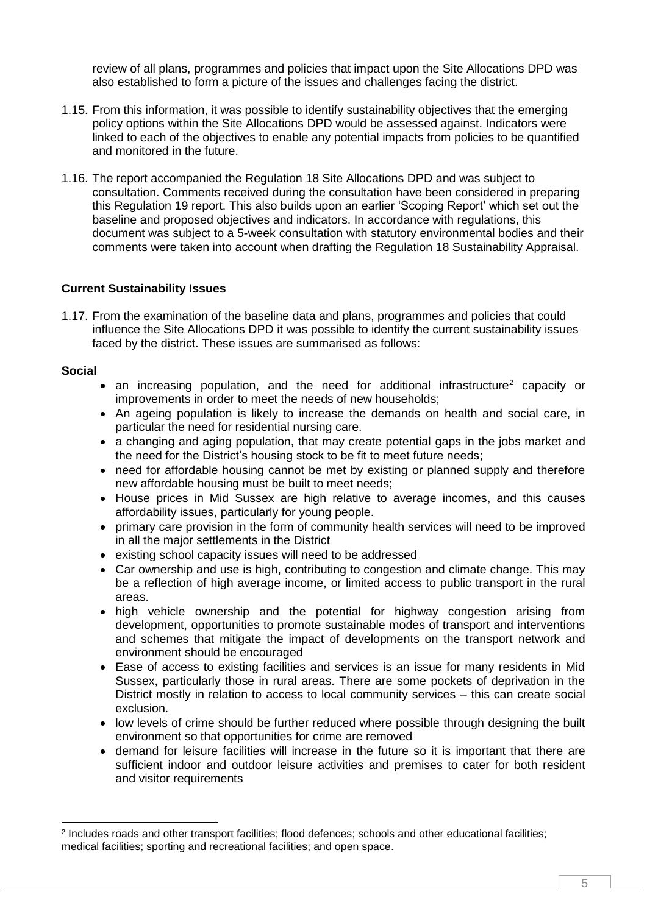review of all plans, programmes and policies that impact upon the Site Allocations DPD was also established to form a picture of the issues and challenges facing the district.

1.15. From this information, it was possible to identify sustainability objectives that the emerging policy options within the Site Allocations DPD would be assessed against. Indicators were linked to each of the objectives to enable any potential impacts from policies to be quantified and monitored in the future.

1.16. The report accompanied the Regulation 18 Site Allocations DPD and was subject to consultation. Comments received during the consultation have been considered in preparing this Regulation 19 report. This also builds upon an earlier 'Scoping Report' which set out the baseline and proposed objectives and indicators. In accordance with regulations, this document was subject to a 5-week consultation with statutory environmental bodies and their comments were taken into account when drafting the Regulation 18 Sustainability Appraisal.

**Current Sustainability Issues**

1.17. From the examination of the baseline data and plans, programmes and policies that could influence the Site Allocations DPD it was possible to identify the current sustainability issues faced by the district. These issues are summarised as follows:

**Social**

- an increasing population, and the need for additional infrastructure[2] capacity or improvements in order to meet the needs of new households;
- An ageing population is likely to increase the demands on health and social care, in particular the need for residential nursing care.
- a changing and aging population, that may create potential gaps in the jobs market and the need for the District's housing stock to be fit to meet future needs;
- need for affordable housing cannot be met by existing or planned supply and therefore new affordable housing must be built to meet needs;
- House prices in Mid Sussex are high relative to average incomes, and this causes affordability issues, particularly for young people.
- primary care provision in the form of community health services will need to be improved in all the major settlements in the District
- existing school capacity issues will need to be addressed
- Car ownership and use is high, contributing to congestion and climate change. This may be a reflection of high average income, or limited access to public transport in the rural areas.
- high vehicle ownership and the potential for highway congestion arising from development, opportunities to promote sustainable modes of transport and interventions and schemes that mitigate the impact of developments on the transport network and environment should be encouraged
- Ease of access to existing facilities and services is an issue for many residents in Mid Sussex, particularly those in rural areas. There are some pockets of deprivation in the District mostly in relation to access to local community services – this can create social exclusion.
- low levels of crime should be further reduced where possible through designing the built environment so that opportunities for crime are removed
- demand for leisure facilities will increase in the future so it is important that there are sufficient indoor and outdoor leisure activities and premises to cater for both resident and visitor requirements

[2] Includes roads and other transport facilities; flood defences; schools and other educational facilities; medical facilities; sporting and recreational facilities; and open space.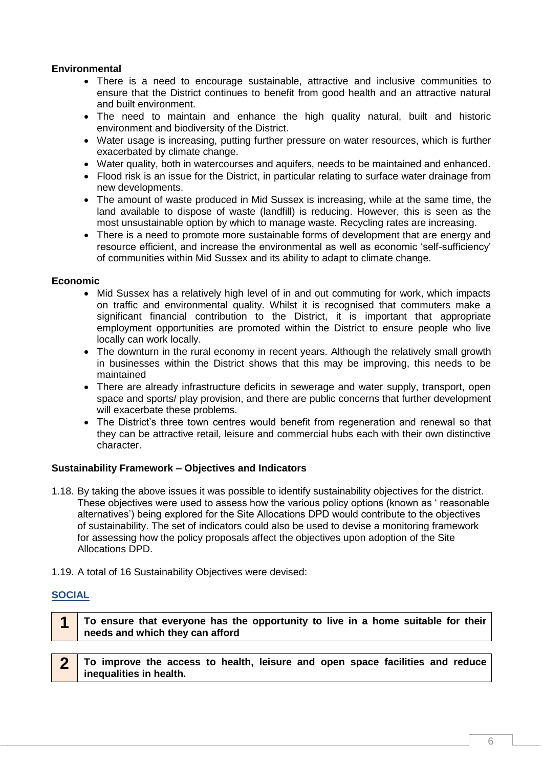**Environmental**

- There is a need to encourage sustainable, attractive and inclusive communities to ensure that the District continues to benefit from good health and an attractive natural and built environment.
- The need to maintain and enhance the high quality natural, built and historic environment and biodiversity of the District.
- Water usage is increasing, putting further pressure on water resources, which is further exacerbated by climate change.
- Water quality, both in watercourses and aquifers, needs to be maintained and enhanced.
- Flood risk is an issue for the District, in particular relating to surface water drainage from new developments.
- The amount of waste produced in Mid Sussex is increasing, while at the same time, the land available to dispose of waste (landfill) is reducing. However, this is seen as the most unsustainable option by which to manage waste. Recycling rates are increasing.
- There is a need to promote more sustainable forms of development that are energy and resource efficient, and increase the environmental as well as economic 'self-sufficiency' of communities within Mid Sussex and its ability to adapt to climate change.

**Economic**

- Mid Sussex has a relatively high level of in and out commuting for work, which impacts on traffic and environmental quality. Whilst it is recognised that commuters make a significant financial contribution to the District, it is important that appropriate employment opportunities are promoted within the District to ensure people who live locally can work locally.
- The downturn in the rural economy in recent years. Although the relatively small growth in businesses within the District shows that this may be improving, this needs to be maintained
- There are already infrastructure deficits in sewerage and water supply, transport, open space and sports/ play provision, and there are public concerns that further development will exacerbate these problems.
- The District's three town centres would benefit from regeneration and renewal so that they can be attractive retail, leisure and commercial hubs each with their own distinctive character.

**Sustainability Framework – Objectives and Indicators**

1.18. By taking the above issues it was possible to identify sustainability objectives for the district. These objectives were used to assess how the various policy options (known as ' reasonable alternatives') being explored for the Site Allocations DPD would contribute to the objectives of sustainability. The set of indicators could also be used to devise a monitoring framework for assessing how the policy proposals affect the objectives upon adoption of the Site Allocations DPD.

1.19. A total of 16 Sustainability Objectives were devised:

**SOCIAL**

| | |
|---|---|
| **1** | **To ensure that everyone has the opportunity to live in a home suitable for their needs and which they can afford** |

| | |
|---|---|
| **2** | **To improve the access to health, leisure and open space facilities and reduce inequalities in health.** |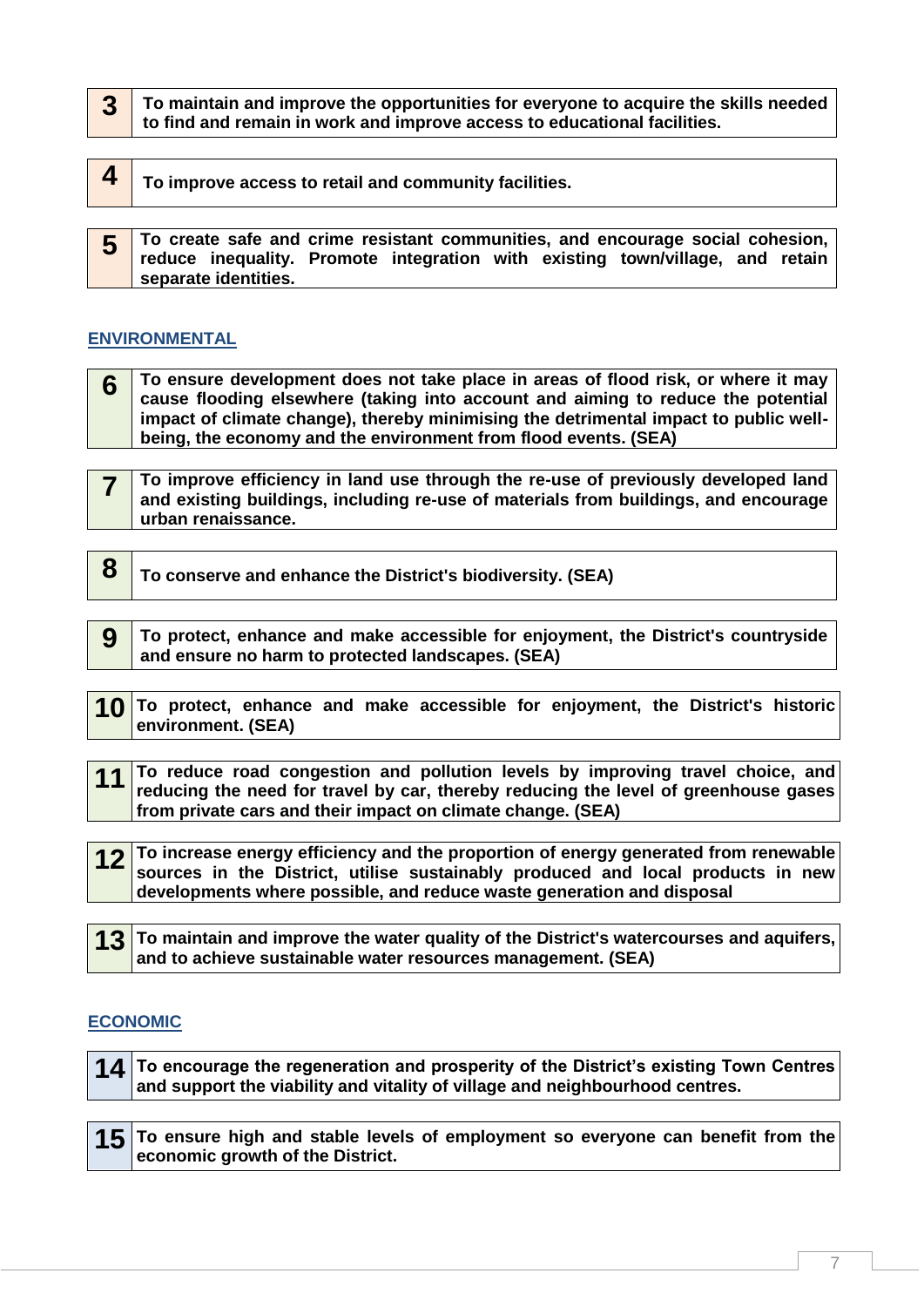| | |
|---|---|
| **3** | **To maintain and improve the opportunities for everyone to acquire the skills needed to find and remain in work and improve access to educational facilities.** |

| | |
|---|---|
| **4** | **To improve access to retail and community facilities.** |

| | |
|---|---|
| **5** | **To create safe and crime resistant communities, and encourage social cohesion, reduce inequality. Promote integration with existing town/village, and retain separate identities.** |

## ENVIRONMENTAL

| | |
|---|---|
| **6** | **To ensure development does not take place in areas of flood risk, or where it may cause flooding elsewhere (taking into account and aiming to reduce the potential impact of climate change), thereby minimising the detrimental impact to public well-being, the economy and the environment from flood events. (SEA)** |

| | |
|---|---|
| **7** | **To improve efficiency in land use through the re-use of previously developed land and existing buildings, including re-use of materials from buildings, and encourage urban renaissance.** |

| | |
|---|---|
| **8** | **To conserve and enhance the District's biodiversity. (SEA)** |

| | |
|---|---|
| **9** | **To protect, enhance and make accessible for enjoyment, the District's countryside and ensure no harm to protected landscapes. (SEA)** |

| | |
|---|---|
| **10** | **To protect, enhance and make accessible for enjoyment, the District's historic environment. (SEA)** |

| | |
|---|---|
| **11** | **To reduce road congestion and pollution levels by improving travel choice, and reducing the need for travel by car, thereby reducing the level of greenhouse gases from private cars and their impact on climate change. (SEA)** |

| | |
|---|---|
| **12** | **To increase energy efficiency and the proportion of energy generated from renewable sources in the District, utilise sustainably produced and local products in new developments where possible, and reduce waste generation and disposal** |

| | |
|---|---|
| **13** | **To maintain and improve the water quality of the District's watercourses and aquifers, and to achieve sustainable water resources management. (SEA)** |

## ECONOMIC

| | |
|---|---|
| **14** | **To encourage the regeneration and prosperity of the District's existing Town Centres and support the viability and vitality of village and neighbourhood centres.** |

| | |
|---|---|
| **15** | **To ensure high and stable levels of employment so everyone can benefit from the economic growth of the District.** |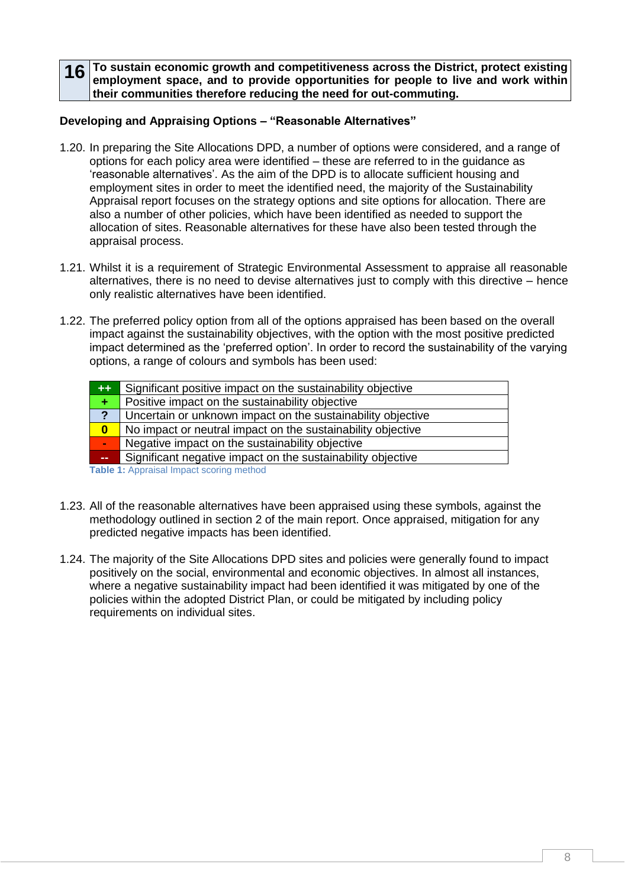| 16 | **To sustain economic growth and competitiveness across the District, protect existing employment space, and to provide opportunities for people to live and work within their communities therefore reducing the need for out-commuting.** |
|---|---|

**Developing and Appraising Options – "Reasonable Alternatives"**

1.20. In preparing the Site Allocations DPD, a number of options were considered, and a range of options for each policy area were identified – these are referred to in the guidance as 'reasonable alternatives'. As the aim of the DPD is to allocate sufficient housing and employment sites in order to meet the identified need, the majority of the Sustainability Appraisal report focuses on the strategy options and site options for allocation. There are also a number of other policies, which have been identified as needed to support the allocation of sites. Reasonable alternatives for these have also been tested through the appraisal process.

1.21. Whilst it is a requirement of Strategic Environmental Assessment to appraise all reasonable alternatives, there is no need to devise alternatives just to comply with this directive – hence only realistic alternatives have been identified.

1.22. The preferred policy option from all of the options appraised has been based on the overall impact against the sustainability objectives, with the option with the most positive predicted impact determined as the 'preferred option'. In order to record the sustainability of the varying options, a range of colours and symbols has been used:

| Symbol | Description |
|---|---|
| ++ | Significant positive impact on the sustainability objective |
| + | Positive impact on the sustainability objective |
| ? | Uncertain or unknown impact on the sustainability objective |
| 0 | No impact or neutral impact on the sustainability objective |
| - | Negative impact on the sustainability objective |
| -- | Significant negative impact on the sustainability objective |

**Table 1:** Appraisal Impact scoring method

1.23. All of the reasonable alternatives have been appraised using these symbols, against the methodology outlined in section 2 of the main report. Once appraised, mitigation for any predicted negative impacts has been identified.

1.24. The majority of the Site Allocations DPD sites and policies were generally found to impact positively on the social, environmental and economic objectives. In almost all instances, where a negative sustainability impact had been identified it was mitigated by one of the policies within the adopted District Plan, or could be mitigated by including policy requirements on individual sites.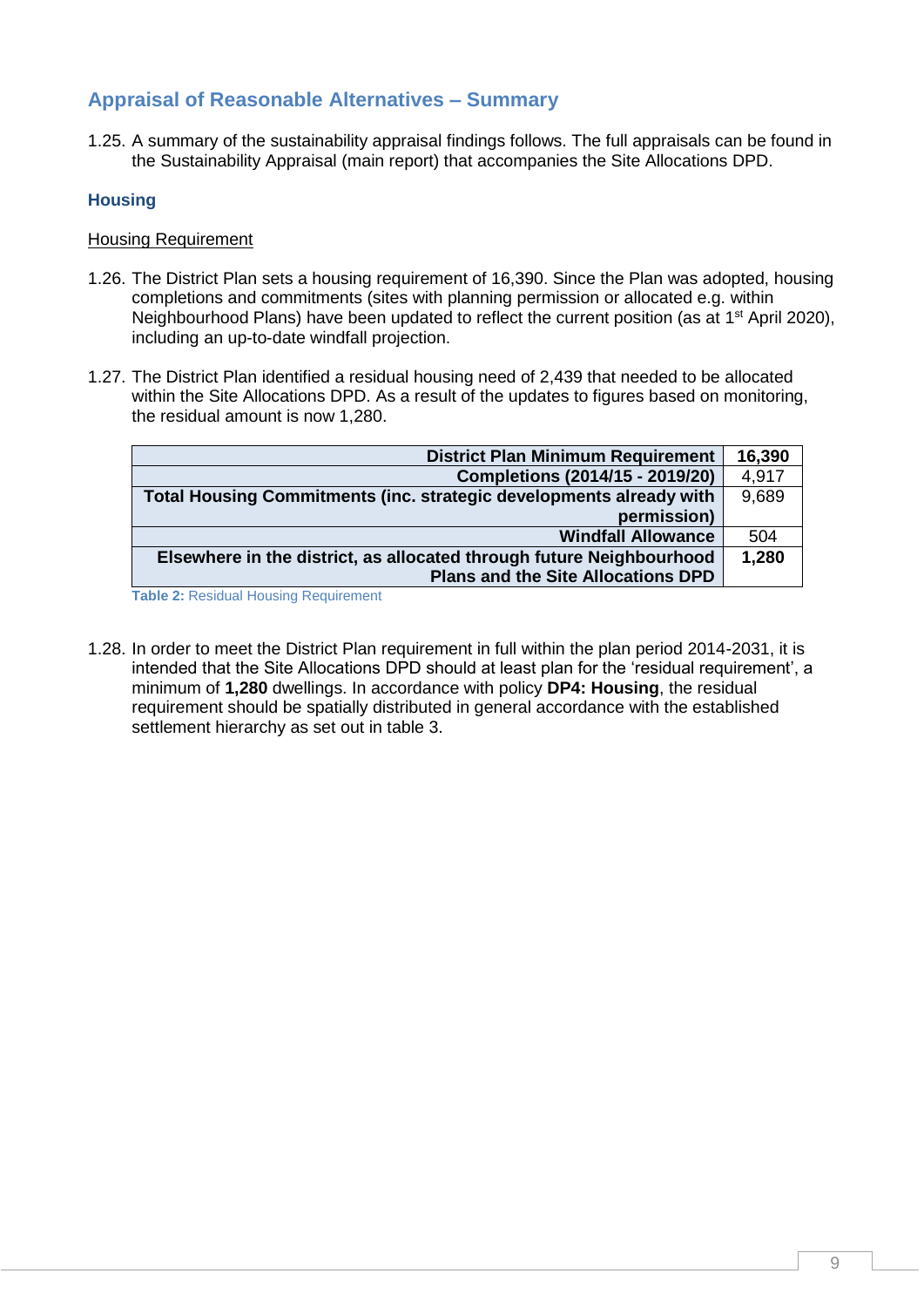## Appraisal of Reasonable Alternatives – Summary

1.25. A summary of the sustainability appraisal findings follows. The full appraisals can be found in the Sustainability Appraisal (main report) that accompanies the Site Allocations DPD.

### Housing

<u>Housing Requirement</u>

1.26. The District Plan sets a housing requirement of 16,390. Since the Plan was adopted, housing completions and commitments (sites with planning permission or allocated e.g. within Neighbourhood Plans) have been updated to reflect the current position (as at 1st April 2020), including an up-to-date windfall projection.

1.27. The District Plan identified a residual housing need of 2,439 that needed to be allocated within the Site Allocations DPD. As a result of the updates to figures based on monitoring, the residual amount is now 1,280.

| | |
|---|---|
| **District Plan Minimum Requirement** | **16,390** |
| **Completions (2014/15 - 2019/20)** | 4,917 |
| **Total Housing Commitments (inc. strategic developments already with permission)** | 9,689 |
| **Windfall Allowance** | 504 |
| **Elsewhere in the district, as allocated through future Neighbourhood Plans and the Site Allocations DPD** | **1,280** |

**Table 2:** Residual Housing Requirement

1.28. In order to meet the District Plan requirement in full within the plan period 2014-2031, it is intended that the Site Allocations DPD should at least plan for the 'residual requirement', a minimum of **1,280** dwellings. In accordance with policy **DP4: Housing**, the residual requirement should be spatially distributed in general accordance with the established settlement hierarchy as set out in table 3.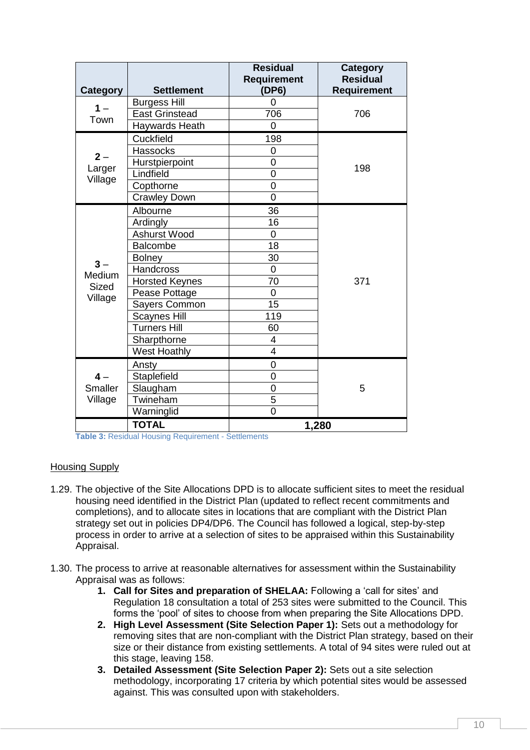| Category | Settlement | Residual Requirement (DP6) | Category Residual Requirement |
|---|---|---|---|
| 1 – Town | Burgess Hill | 0 | 706 |
| | East Grinstead | 706 | |
| | Haywards Heath | 0 | |
| 2 – Larger Village | Cuckfield | 198 | 198 |
| | Hassocks | 0 | |
| | Hurstpierpoint | 0 | |
| | Lindfield | 0 | |
| | Copthorne | 0 | |
| | Crawley Down | 0 | |
| 3 – Medium Sized Village | Albourne | 36 | 371 |
| | Ardingly | 16 | |
| | Ashurst Wood | 0 | |
| | Balcombe | 18 | |
| | Bolney | 30 | |
| | Handcross | 0 | |
| | Horsted Keynes | 70 | |
| | Pease Pottage | 0 | |
| | Sayers Common | 15 | |
| | Scaynes Hill | 119 | |
| | Turners Hill | 60 | |
| | Sharpthorne | 4 | |
| | West Hoathly | 4 | |
| 4 – Smaller Village | Ansty | 0 | 5 |
| | Staplefield | 0 | |
| | Slaugham | 0 | |
| | Twineham | 5 | |
| | Warninglid | 0 | |
| | **TOTAL** | **1,280** | |

**Table 3:** Residual Housing Requirement - Settlements

## Housing Supply

1.29. The objective of the Site Allocations DPD is to allocate sufficient sites to meet the residual housing need identified in the District Plan (updated to reflect recent commitments and completions), and to allocate sites in locations that are compliant with the District Plan strategy set out in policies DP4/DP6. The Council has followed a logical, step-by-step process in order to arrive at a selection of sites to be appraised within this Sustainability Appraisal.

1.30. The process to arrive at reasonable alternatives for assessment within the Sustainability Appraisal was as follows:

1. **Call for Sites and preparation of SHELAA:** Following a 'call for sites' and Regulation 18 consultation a total of 253 sites were submitted to the Council. This forms the 'pool' of sites to choose from when preparing the Site Allocations DPD.
2. **High Level Assessment (Site Selection Paper 1):** Sets out a methodology for removing sites that are non-compliant with the District Plan strategy, based on their size or their distance from existing settlements. A total of 94 sites were ruled out at this stage, leaving 158.
3. **Detailed Assessment (Site Selection Paper 2):** Sets out a site selection methodology, incorporating 17 criteria by which potential sites would be assessed against. This was consulted upon with stakeholders.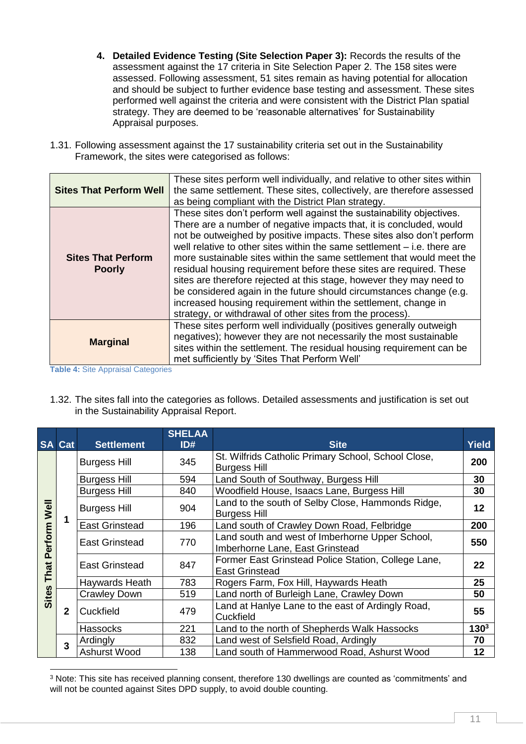4. **Detailed Evidence Testing (Site Selection Paper 3):** Records the results of the assessment against the 17 criteria in Site Selection Paper 2. The 158 sites were assessed. Following assessment, 51 sites remain as having potential for allocation and should be subject to further evidence base testing and assessment. These sites performed well against the criteria and were consistent with the District Plan spatial strategy. They are deemed to be 'reasonable alternatives' for Sustainability Appraisal purposes.

1.31. Following assessment against the 17 sustainability criteria set out in the Sustainability Framework, the sites were categorised as follows:

| | |
|---|---|
| **Sites That Perform Well** | These sites perform well individually, and relative to other sites within the same settlement. These sites, collectively, are therefore assessed as being compliant with the District Plan strategy. |
| **Sites That Perform Poorly** | These sites don't perform well against the sustainability objectives. There are a number of negative impacts that, it is concluded, would not be outweighed by positive impacts. These sites also don't perform well relative to other sites within the same settlement – i.e. there are more sustainable sites within the same settlement that would meet the residual housing requirement before these sites are required. These sites are therefore rejected at this stage, however they may need to be considered again in the future should circumstances change (e.g. increased housing requirement within the settlement, change in strategy, or withdrawal of other sites from the process). |
| **Marginal** | These sites perform well individually (positives generally outweigh negatives); however they are not necessarily the most sustainable sites within the settlement. The residual housing requirement can be met sufficiently by 'Sites That Perform Well' |

**Table 4:** Site Appraisal Categories

1.32. The sites fall into the categories as follows. Detailed assessments and justification is set out in the Sustainability Appraisal Report.

| SA | Cat | Settlement | SHELAA ID# | Site | Yield |
|---|---|---|---|---|---|
| Sites That Perform Well | 1 | Burgess Hill | 345 | St. Wilfrids Catholic Primary School, School Close, Burgess Hill | **200** |
| | | Burgess Hill | 594 | Land South of Southway, Burgess Hill | **30** |
| | | Burgess Hill | 840 | Woodfield House, Isaacs Lane, Burgess Hill | **30** |
| | | Burgess Hill | 904 | Land to the south of Selby Close, Hammonds Ridge, Burgess Hill | **12** |
| | | East Grinstead | 196 | Land south of Crawley Down Road, Felbridge | **200** |
| | | East Grinstead | 770 | Land south and west of Imberhorne Upper School, Imberhorne Lane, East Grinstead | **550** |
| | | East Grinstead | 847 | Former East Grinstead Police Station, College Lane, East Grinstead | **22** |
| | | Haywards Heath | 783 | Rogers Farm, Fox Hill, Haywards Heath | **25** |
| | 2 | Crawley Down | 519 | Land north of Burleigh Lane, Crawley Down | **50** |
| | | Cuckfield | 479 | Land at Hanlye Lane to the east of Ardingly Road, Cuckfield | **55** |
| | | Hassocks | 221 | Land to the north of Shepherds Walk Hassocks | **130**[3] |
| | 3 | Ardingly | 832 | Land west of Selsfield Road, Ardingly | **70** |
| | | Ashurst Wood | 138 | Land south of Hammerwood Road, Ashurst Wood | **12** |

[3] Note: This site has received planning consent, therefore 130 dwellings are counted as 'commitments' and will not be counted against Sites DPD supply, to avoid double counting.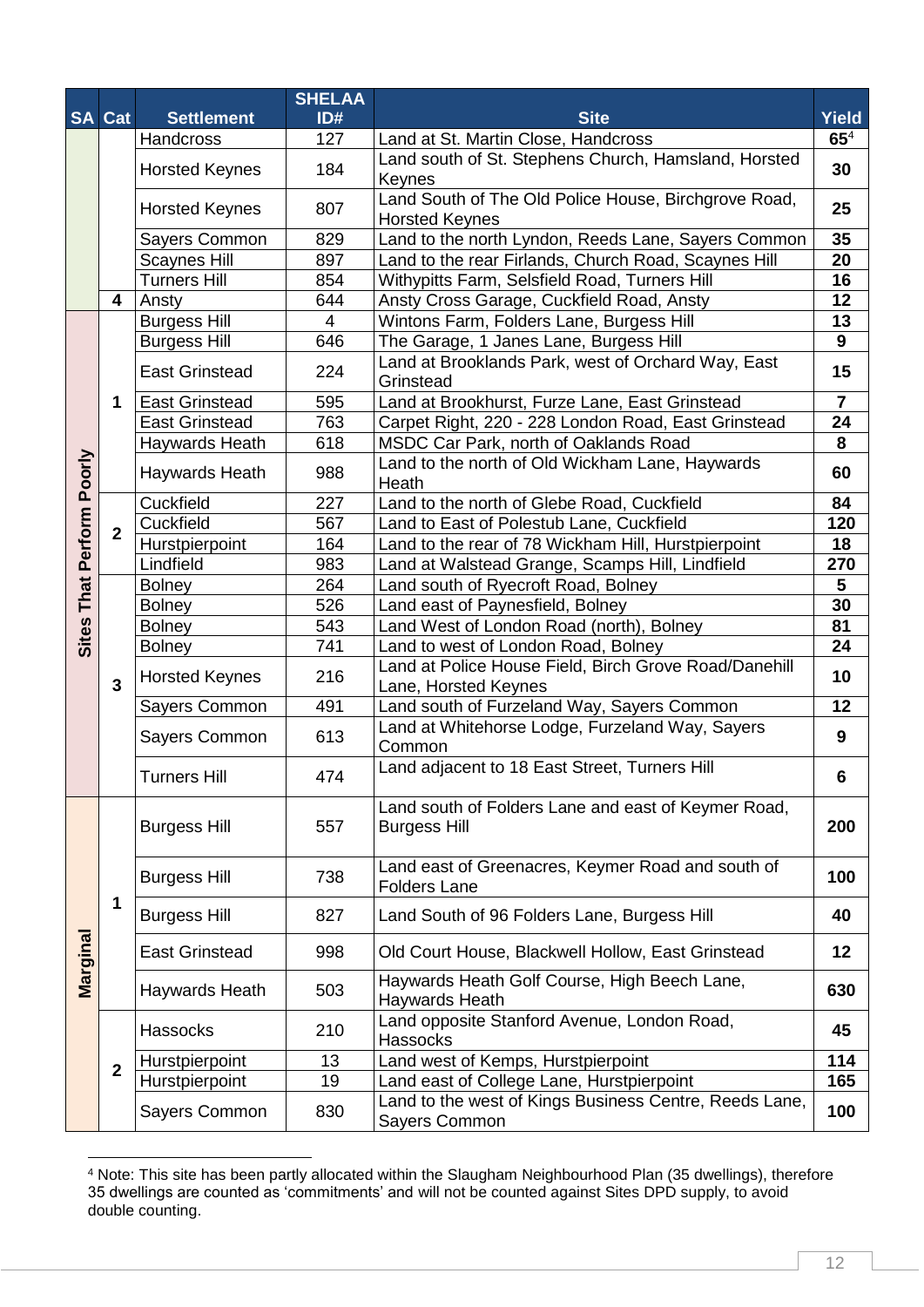| SA | Cat | Settlement | SHELAA ID# | Site | Yield |
|---|---|---|---|---|---|
| | | Handcross | 127 | Land at St. Martin Close, Handcross | **65**[4] |
| | | Horsted Keynes | 184 | Land south of St. Stephens Church, Hamsland, Horsted Keynes | **30** |
| | | Horsted Keynes | 807 | Land South of The Old Police House, Birchgrove Road, Horsted Keynes | **25** |
| | | Sayers Common | 829 | Land to the north Lyndon, Reeds Lane, Sayers Common | **35** |
| | | Scaynes Hill | 897 | Land to the rear Firlands, Church Road, Scaynes Hill | **20** |
| | | Turners Hill | 854 | Withypitts Farm, Selsfield Road, Turners Hill | **16** |
| | 4 | Ansty | 644 | Ansty Cross Garage, Cuckfield Road, Ansty | **12** |
| Sites That Perform Poorly | 1 | Burgess Hill | 4 | Wintons Farm, Folders Lane, Burgess Hill | **13** |
| | | Burgess Hill | 646 | The Garage, 1 Janes Lane, Burgess Hill | **9** |
| | | East Grinstead | 224 | Land at Brooklands Park, west of Orchard Way, East Grinstead | **15** |
| | | East Grinstead | 595 | Land at Brookhurst, Furze Lane, East Grinstead | **7** |
| | | East Grinstead | 763 | Carpet Right, 220 - 228 London Road, East Grinstead | **24** |
| | | Haywards Heath | 618 | MSDC Car Park, north of Oaklands Road | **8** |
| | | Haywards Heath | 988 | Land to the north of Old Wickham Lane, Haywards Heath | **60** |
| | 2 | Cuckfield | 227 | Land to the north of Glebe Road, Cuckfield | **84** |
| | | Cuckfield | 567 | Land to East of Polestub Lane, Cuckfield | **120** |
| | | Hurstpierpoint | 164 | Land to the rear of 78 Wickham Hill, Hurstpierpoint | **18** |
| | | Lindfield | 983 | Land at Walstead Grange, Scamps Hill, Lindfield | **270** |
| | 3 | Bolney | 264 | Land south of Ryecroft Road, Bolney | **5** |
| | | Bolney | 526 | Land east of Paynesfield, Bolney | **30** |
| | | Bolney | 543 | Land West of London Road (north), Bolney | **81** |
| | | Bolney | 741 | Land to west of London Road, Bolney | **24** |
| | | Horsted Keynes | 216 | Land at Police House Field, Birch Grove Road/Danehill Lane, Horsted Keynes | **10** |
| | | Sayers Common | 491 | Land south of Furzeland Way, Sayers Common | **12** |
| | | Sayers Common | 613 | Land at Whitehorse Lodge, Furzeland Way, Sayers Common | **9** |
| | | Turners Hill | 474 | Land adjacent to 18 East Street, Turners Hill | **6** |
| Marginal | 1 | Burgess Hill | 557 | Land south of Folders Lane and east of Keymer Road, Burgess Hill | **200** |
| | | Burgess Hill | 738 | Land east of Greenacres, Keymer Road and south of Folders Lane | **100** |
| | | Burgess Hill | 827 | Land South of 96 Folders Lane, Burgess Hill | **40** |
| | | East Grinstead | 998 | Old Court House, Blackwell Hollow, East Grinstead | **12** |
| | | Haywards Heath | 503 | Haywards Heath Golf Course, High Beech Lane, Haywards Heath | **630** |
| | 2 | Hassocks | 210 | Land opposite Stanford Avenue, London Road, Hassocks | **45** |
| | | Hurstpierpoint | 13 | Land west of Kemps, Hurstpierpoint | **114** |
| | | Hurstpierpoint | 19 | Land east of College Lane, Hurstpierpoint | **165** |
| | | Sayers Common | 830 | Land to the west of Kings Business Centre, Reeds Lane, Sayers Common | **100** |

[4] Note: This site has been partly allocated within the Slaugham Neighbourhood Plan (35 dwellings), therefore 35 dwellings are counted as 'commitments' and will not be counted against Sites DPD supply, to avoid double counting.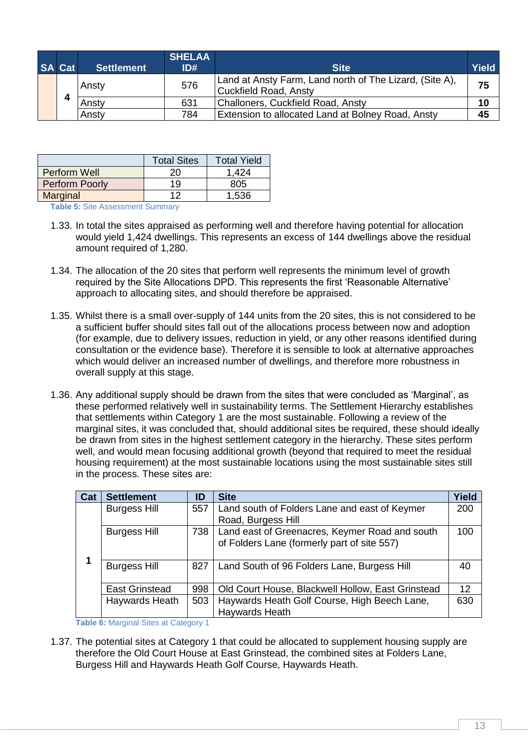| SA | Cat | Settlement | SHELAA ID# | Site | Yield |
|---|---|---|---|---|---|
| | 4 | Ansty | 576 | Land at Ansty Farm, Land north of The Lizard, (Site A), Cuckfield Road, Ansty | **75** |
| | | Ansty | 631 | Challoners, Cuckfield Road, Ansty | **10** |
| | | Ansty | 784 | Extension to allocated Land at Bolney Road, Ansty | **45** |

| | Total Sites | Total Yield |
|---|---|---|
| Perform Well | 20 | 1,424 |
| Perform Poorly | 19 | 805 |
| Marginal | 12 | 1,536 |

**Table 5:** Site Assessment Summary

1.33. In total the sites appraised as performing well and therefore having potential for allocation would yield 1,424 dwellings. This represents an excess of 144 dwellings above the residual amount required of 1,280.

1.34. The allocation of the 20 sites that perform well represents the minimum level of growth required by the Site Allocations DPD. This represents the first 'Reasonable Alternative' approach to allocating sites, and should therefore be appraised.

1.35. Whilst there is a small over-supply of 144 units from the 20 sites, this is not considered to be a sufficient buffer should sites fall out of the allocations process between now and adoption (for example, due to delivery issues, reduction in yield, or any other reasons identified during consultation or the evidence base). Therefore it is sensible to look at alternative approaches which would deliver an increased number of dwellings, and therefore more robustness in overall supply at this stage.

1.36. Any additional supply should be drawn from the sites that were concluded as 'Marginal', as these performed relatively well in sustainability terms. The Settlement Hierarchy establishes that settlements within Category 1 are the most sustainable. Following a review of the marginal sites, it was concluded that, should additional sites be required, these should ideally be drawn from sites in the highest settlement category in the hierarchy. These sites perform well, and would mean focusing additional growth (beyond that required to meet the residual housing requirement) at the most sustainable locations using the most sustainable sites still in the process. These sites are:

| Cat | Settlement | ID | Site | Yield |
|---|---|---|---|---|
| 1 | Burgess Hill | 557 | Land south of Folders Lane and east of Keymer Road, Burgess Hill | 200 |
| | Burgess Hill | 738 | Land east of Greenacres, Keymer Road and south of Folders Lane (formerly part of site 557) | 100 |
| | Burgess Hill | 827 | Land South of 96 Folders Lane, Burgess Hill | 40 |
| | East Grinstead | 998 | Old Court House, Blackwell Hollow, East Grinstead | 12 |
| | Haywards Heath | 503 | Haywards Heath Golf Course, High Beech Lane, Haywards Heath | 630 |

**Table 6:** Marginal Sites at Category 1

1.37. The potential sites at Category 1 that could be allocated to supplement housing supply are therefore the Old Court House at East Grinstead, the combined sites at Folders Lane, Burgess Hill and Haywards Heath Golf Course, Haywards Heath.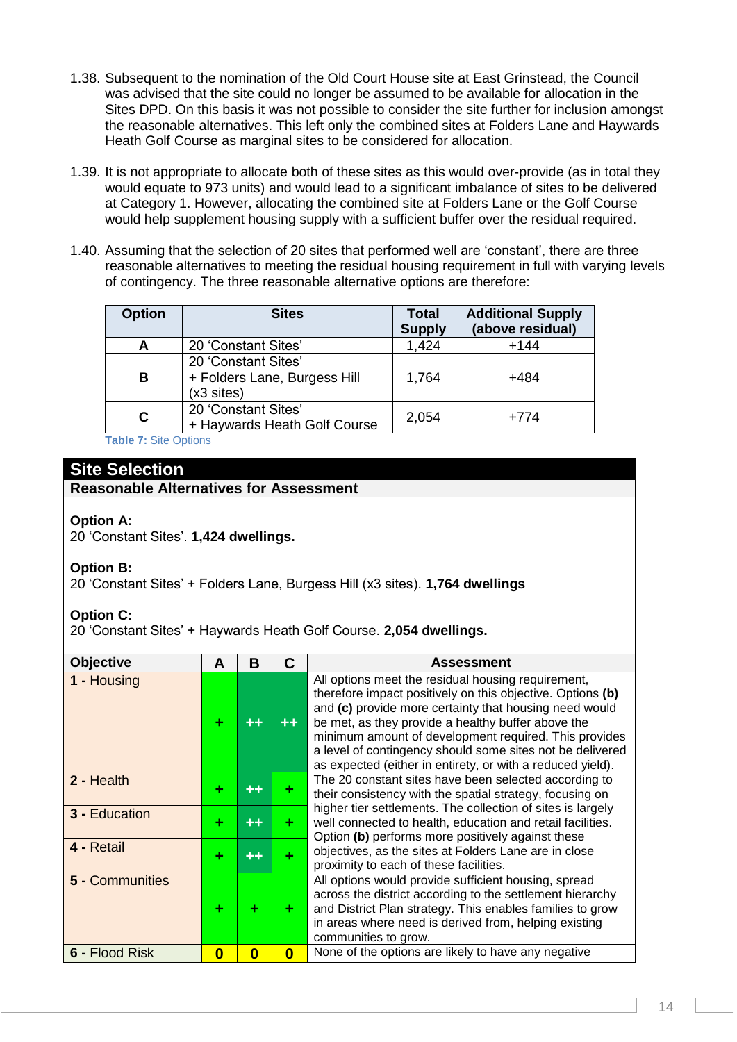1.38. Subsequent to the nomination of the Old Court House site at East Grinstead, the Council was advised that the site could no longer be assumed to be available for allocation in the Sites DPD. On this basis it was not possible to consider the site further for inclusion amongst the reasonable alternatives. This left only the combined sites at Folders Lane and Haywards Heath Golf Course as marginal sites to be considered for allocation.

1.39. It is not appropriate to allocate both of these sites as this would over-provide (as in total they would equate to 973 units) and would lead to a significant imbalance of sites to be delivered at Category 1. However, allocating the combined site at Folders Lane or the Golf Course would help supplement housing supply with a sufficient buffer over the residual required.

1.40. Assuming that the selection of 20 sites that performed well are 'constant', there are three reasonable alternatives to meeting the residual housing requirement in full with varying levels of contingency. The three reasonable alternative options are therefore:

| Option | Sites | Total Supply | Additional Supply (above residual) |
|---|---|---|---|
| A | 20 'Constant Sites' | 1,424 | +144 |
| B | 20 'Constant Sites' + Folders Lane, Burgess Hill (x3 sites) | 1,764 | +484 |
| C | 20 'Constant Sites' + Haywards Heath Golf Course | 2,054 | +774 |

Table 7: Site Options

## Site Selection

### Reasonable Alternatives for Assessment

**Option A:**
20 'Constant Sites'. **1,424 dwellings.**

**Option B:**
20 'Constant Sites' + Folders Lane, Burgess Hill (x3 sites). **1,764 dwellings**

**Option C:**
20 'Constant Sites' + Haywards Heath Golf Course. **2,054 dwellings.**

| Objective | A | B | C | Assessment |
|---|---|---|---|---|
| **1 -** Housing | + | ++ | ++ | All options meet the residual housing requirement, therefore impact positively on this objective. Options **(b)** and **(c)** provide more certainty that housing need would be met, as they provide a healthy buffer above the minimum amount of development required. This provides a level of contingency should some sites not be delivered as expected (either in entirety, or with a reduced yield). |
| **2 -** Health | + | ++ | + | The 20 constant sites have been selected according to their consistency with the spatial strategy, focusing on higher tier settlements. The collection of sites is largely well connected to health, education and retail facilities. Option **(b)** performs more positively against these objectives, as the sites at Folders Lane are in close proximity to each of these facilities. |
| **3 -** Education | + | ++ | + | |
| **4 -** Retail | + | ++ | + | |
| **5 -** Communities | + | + | + | All options would provide sufficient housing, spread across the district according to the settlement hierarchy and District Plan strategy. This enables families to grow in areas where need is derived from, helping existing communities to grow. |
| **6 -** Flood Risk | 0 | 0 | 0 | None of the options are likely to have any negative |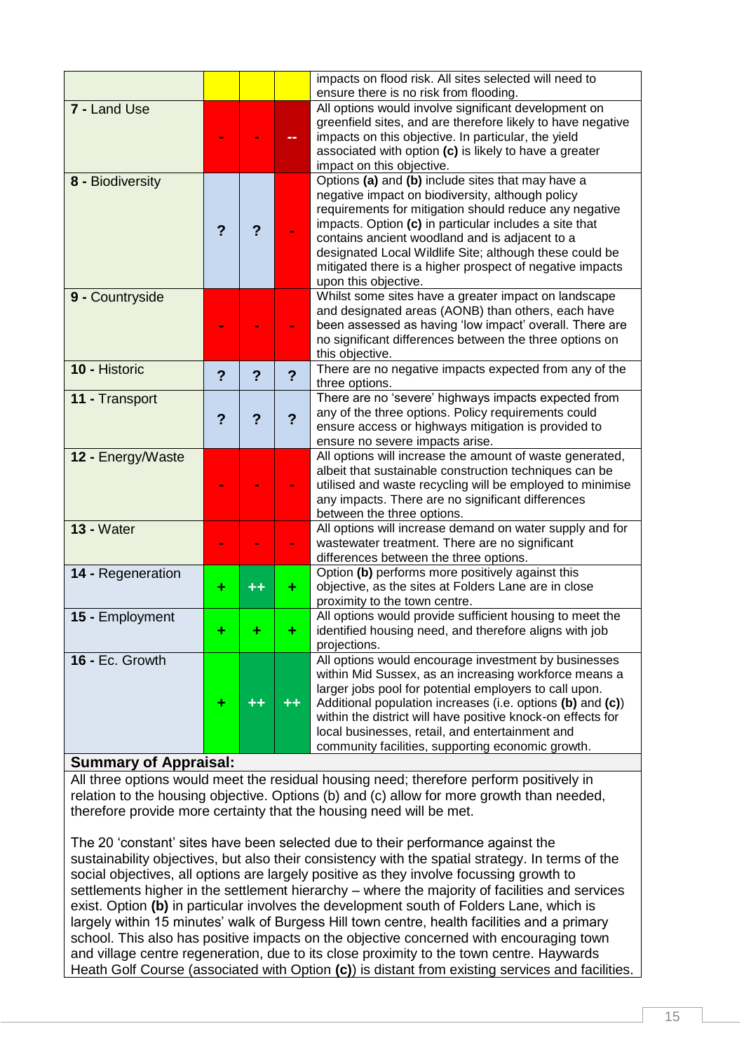| | | | | |
|---|---|---|---|---|
| | | | | impacts on flood risk. All sites selected will need to ensure there is no risk from flooding. |
| **7** - Land Use | - | - | -- | All options would involve significant development on greenfield sites, and are therefore likely to have negative impacts on this objective. In particular, the yield associated with option **(c)** is likely to have a greater impact on this objective. |
| **8** - Biodiversity | ? | ? | - | Options **(a)** and **(b)** include sites that may have a negative impact on biodiversity, although policy requirements for mitigation should reduce any negative impacts. Option **(c)** in particular includes a site that contains ancient woodland and is adjacent to a designated Local Wildlife Site; although these could be mitigated there is a higher prospect of negative impacts upon this objective. |
| **9** - Countryside | - | - | - | Whilst some sites have a greater impact on landscape and designated areas (AONB) than others, each have been assessed as having 'low impact' overall. There are no significant differences between the three options on this objective. |
| **10** - Historic | ? | ? | ? | There are no negative impacts expected from any of the three options. |
| **11** - Transport | ? | ? | ? | There are no 'severe' highways impacts expected from any of the three options. Policy requirements could ensure access or highways mitigation is provided to ensure no severe impacts arise. |
| **12** - Energy/Waste | - | - | - | All options will increase the amount of waste generated, albeit that sustainable construction techniques can be utilised and waste recycling will be employed to minimise any impacts. There are no significant differences between the three options. |
| **13** - Water | - | - | - | All options will increase demand on water supply and for wastewater treatment. There are no significant differences between the three options. |
| **14** - Regeneration | + | ++ | + | Option **(b)** performs more positively against this objective, as the sites at Folders Lane are in close proximity to the town centre. |
| **15** - Employment | + | + | + | All options would provide sufficient housing to meet the identified housing need, and therefore aligns with job projections. |
| **16** - Ec. Growth | + | ++ | ++ | All options would encourage investment by businesses within Mid Sussex, as an increasing workforce means a larger jobs pool for potential employers to call upon. Additional population increases (i.e. options **(b)** and **(c)**) within the district will have positive knock-on effects for local businesses, retail, and entertainment and community facilities, supporting economic growth. |

**Summary of Appraisal:**

All three options would meet the residual housing need; therefore perform positively in relation to the housing objective. Options (b) and (c) allow for more growth than needed, therefore provide more certainty that the housing need will be met.

The 20 'constant' sites have been selected due to their performance against the sustainability objectives, but also their consistency with the spatial strategy. In terms of the social objectives, all options are largely positive as they involve focussing growth to settlements higher in the settlement hierarchy – where the majority of facilities and services exist. Option **(b)** in particular involves the development south of Folders Lane, which is largely within 15 minutes' walk of Burgess Hill town centre, health facilities and a primary school. This also has positive impacts on the objective concerned with encouraging town and village centre regeneration, due to its close proximity to the town centre. Haywards Heath Golf Course (associated with Option **(c)**) is distant from existing services and facilities.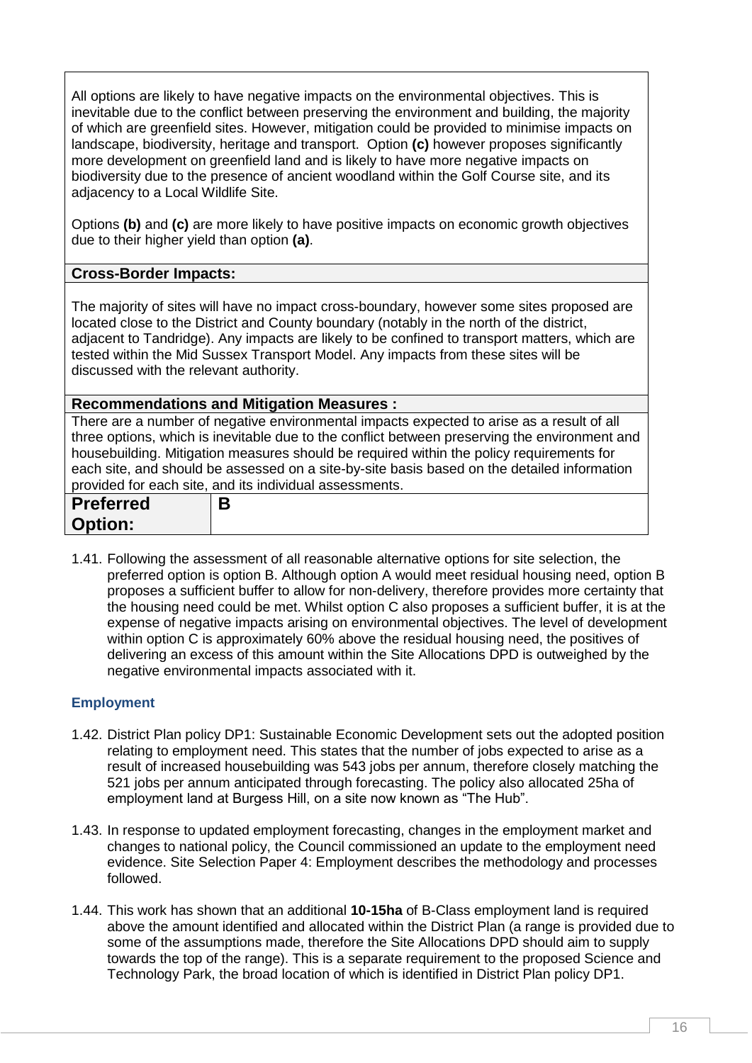| |
|---|
| All options are likely to have negative impacts on the environmental objectives. This is inevitable due to the conflict between preserving the environment and building, the majority of which are greenfield sites. However, mitigation could be provided to minimise impacts on landscape, biodiversity, heritage and transport. Option **(c)** however proposes significantly more development on greenfield land and is likely to have more negative impacts on biodiversity due to the presence of ancient woodland within the Golf Course site, and its adjacency to a Local Wildlife Site.<br><br>Options **(b)** and **(c)** are more likely to have positive impacts on economic growth objectives due to their higher yield than option **(a)**. |
| **Cross-Border Impacts:** |
| The majority of sites will have no impact cross-boundary, however some sites proposed are located close to the District and County boundary (notably in the north of the district, adjacent to Tandridge). Any impacts are likely to be confined to transport matters, which are tested within the Mid Sussex Transport Model. Any impacts from these sites will be discussed with the relevant authority. |
| **Recommendations and Mitigation Measures :** |
| There are a number of negative environmental impacts expected to arise as a result of all three options, which is inevitable due to the conflict between preserving the environment and housebuilding. Mitigation measures should be required within the policy requirements for each site, and should be assessed on a site-by-site basis based on the detailed information provided for each site, and its individual assessments. |

| **Preferred Option:** | **B** |
|---|---|

1.41. Following the assessment of all reasonable alternative options for site selection, the preferred option is option B. Although option A would meet residual housing need, option B proposes a sufficient buffer to allow for non-delivery, therefore provides more certainty that the housing need could be met. Whilst option C also proposes a sufficient buffer, it is at the expense of negative impacts arising on environmental objectives. The level of development within option C is approximately 60% above the residual housing need, the positives of delivering an excess of this amount within the Site Allocations DPD is outweighed by the negative environmental impacts associated with it.

### Employment

1.42. District Plan policy DP1: Sustainable Economic Development sets out the adopted position relating to employment need. This states that the number of jobs expected to arise as a result of increased housebuilding was 543 jobs per annum, therefore closely matching the 521 jobs per annum anticipated through forecasting. The policy also allocated 25ha of employment land at Burgess Hill, on a site now known as "The Hub".

1.43. In response to updated employment forecasting, changes in the employment market and changes to national policy, the Council commissioned an update to the employment need evidence. Site Selection Paper 4: Employment describes the methodology and processes followed.

1.44. This work has shown that an additional **10-15ha** of B-Class employment land is required above the amount identified and allocated within the District Plan (a range is provided due to some of the assumptions made, therefore the Site Allocations DPD should aim to supply towards the top of the range). This is a separate requirement to the proposed Science and Technology Park, the broad location of which is identified in District Plan policy DP1.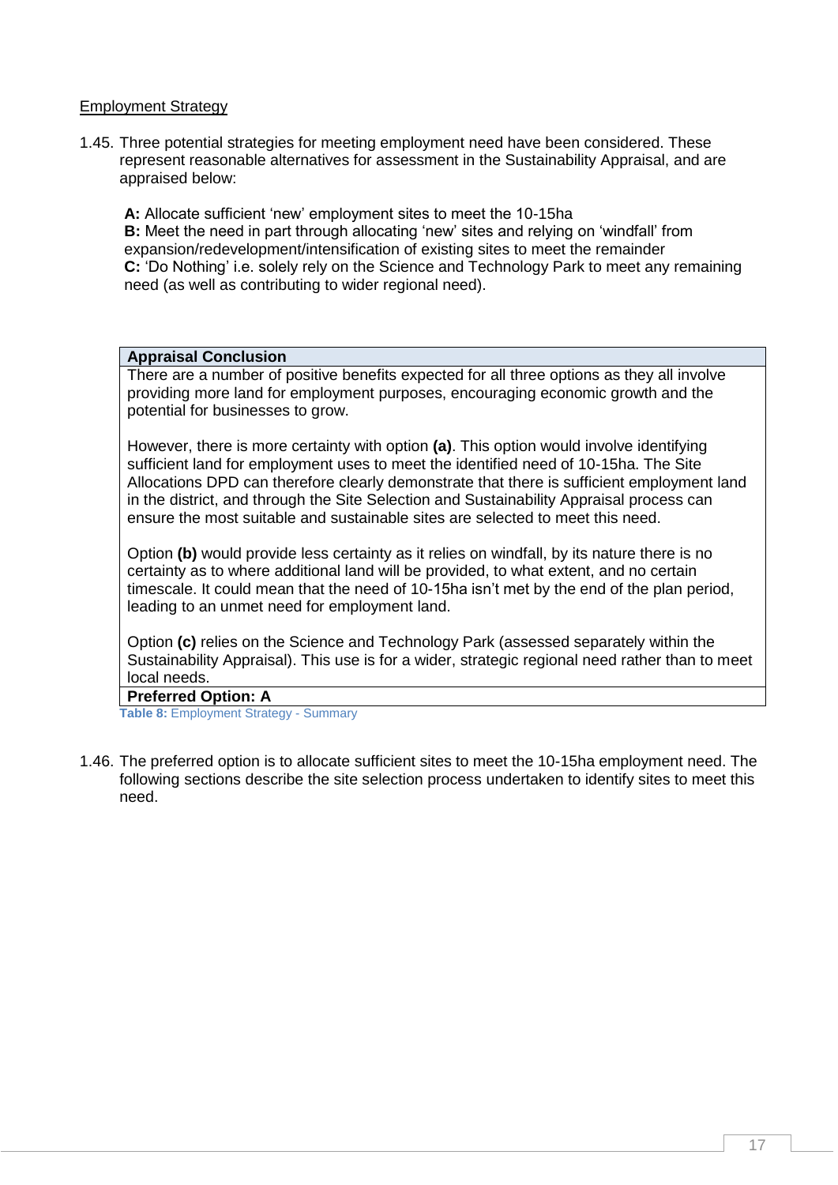<u>Employment Strategy</u>

1.45. Three potential strategies for meeting employment need have been considered. These represent reasonable alternatives for assessment in the Sustainability Appraisal, and are appraised below:

**A:** Allocate sufficient 'new' employment sites to meet the 10-15ha
**B:** Meet the need in part through allocating 'new' sites and relying on 'windfall' from expansion/redevelopment/intensification of existing sites to meet the remainder
**C:** 'Do Nothing' i.e. solely rely on the Science and Technology Park to meet any remaining need (as well as contributing to wider regional need).

| **Appraisal Conclusion** |
|---|
| There are a number of positive benefits expected for all three options as they all involve providing more land for employment purposes, encouraging economic growth and the potential for businesses to grow.<br><br>However, there is more certainty with option **(a)**. This option would involve identifying sufficient land for employment uses to meet the identified need of 10-15ha. The Site Allocations DPD can therefore clearly demonstrate that there is sufficient employment land in the district, and through the Site Selection and Sustainability Appraisal process can ensure the most suitable and sustainable sites are selected to meet this need.<br><br>Option **(b)** would provide less certainty as it relies on windfall, by its nature there is no certainty as to where additional land will be provided, to what extent, and no certain timescale. It could mean that the need of 10-15ha isn't met by the end of the plan period, leading to an unmet need for employment land.<br><br>Option **(c)** relies on the Science and Technology Park (assessed separately within the Sustainability Appraisal). This use is for a wider, strategic regional need rather than to meet local needs. |
| **Preferred Option: A** |

**Table 8:** Employment Strategy - Summary

1.46. The preferred option is to allocate sufficient sites to meet the 10-15ha employment need. The following sections describe the site selection process undertaken to identify sites to meet this need.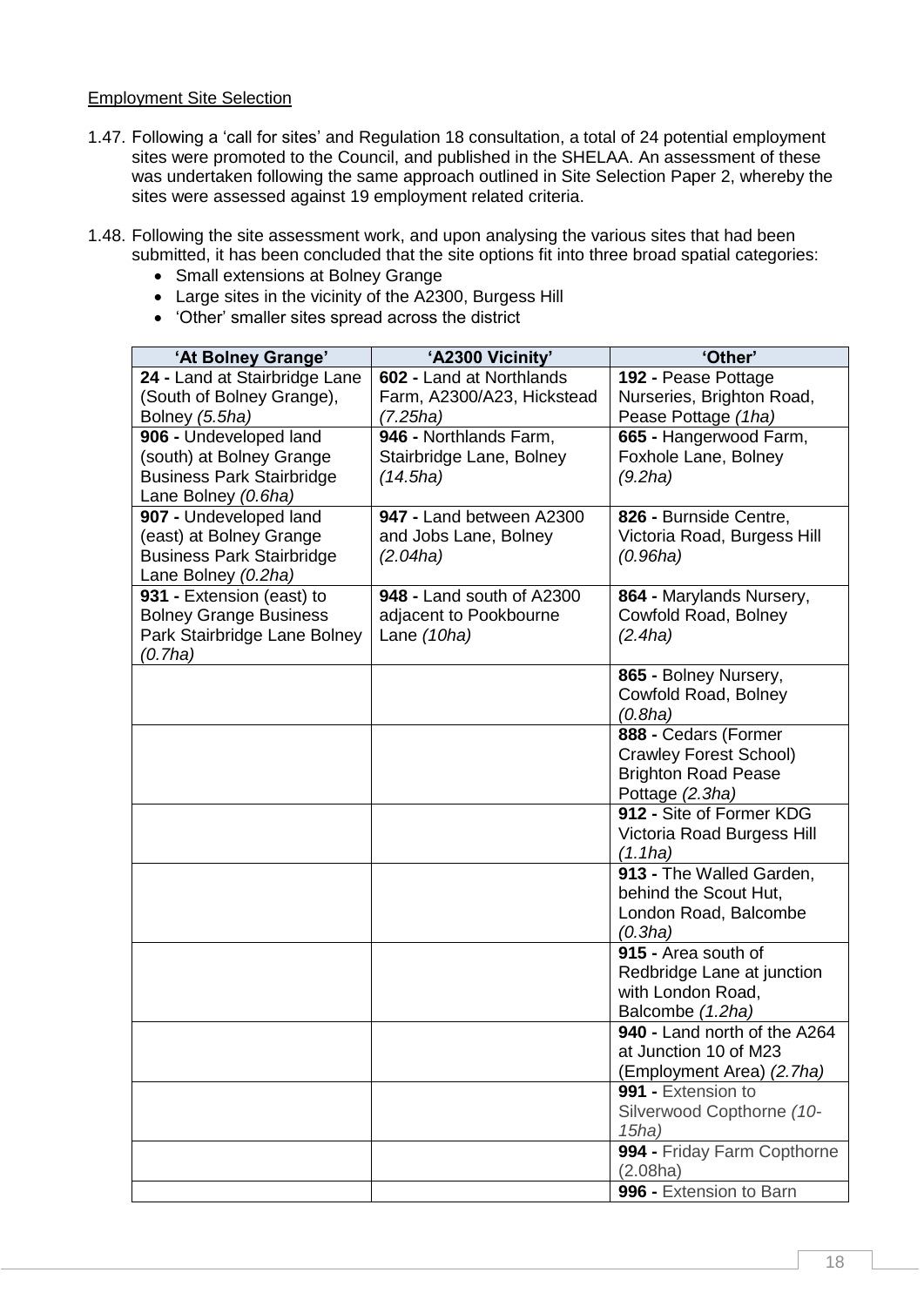Employment Site Selection

1.47. Following a 'call for sites' and Regulation 18 consultation, a total of 24 potential employment sites were promoted to the Council, and published in the SHELAA. An assessment of these was undertaken following the same approach outlined in Site Selection Paper 2, whereby the sites were assessed against 19 employment related criteria.

1.48. Following the site assessment work, and upon analysing the various sites that had been submitted, it has been concluded that the site options fit into three broad spatial categories:

- Small extensions at Bolney Grange
- Large sites in the vicinity of the A2300, Burgess Hill
- 'Other' smaller sites spread across the district

| 'At Bolney Grange' | 'A2300 Vicinity' | 'Other' |
|---|---|---|
| **24 -** Land at Stairbridge Lane (South of Bolney Grange), Bolney *(5.5ha)* | **602 -** Land at Northlands Farm, A2300/A23, Hickstead *(7.25ha)* | **192 -** Pease Pottage Nurseries, Brighton Road, Pease Pottage *(1ha)* |
| **906 -** Undeveloped land (south) at Bolney Grange Business Park Stairbridge Lane Bolney *(0.6ha)* | **946 -** Northlands Farm, Stairbridge Lane, Bolney *(14.5ha)* | **665 -** Hangerwood Farm, Foxhole Lane, Bolney *(9.2ha)* |
| **907 -** Undeveloped land (east) at Bolney Grange Business Park Stairbridge Lane Bolney *(0.2ha)* | **947 -** Land between A2300 and Jobs Lane, Bolney *(2.04ha)* | **826 -** Burnside Centre, Victoria Road, Burgess Hill *(0.96ha)* |
| **931 -** Extension (east) to Bolney Grange Business Park Stairbridge Lane Bolney *(0.7ha)* | **948 -** Land south of A2300 adjacent to Pookbourne Lane *(10ha)* | **864 -** Marylands Nursery, Cowfold Road, Bolney *(2.4ha)* |
| | | **865 -** Bolney Nursery, Cowfold Road, Bolney *(0.8ha)* |
| | | **888 -** Cedars (Former Crawley Forest School) Brighton Road Pease Pottage *(2.3ha)* |
| | | **912 -** Site of Former KDG Victoria Road Burgess Hill *(1.1ha)* |
| | | **913 -** The Walled Garden, behind the Scout Hut, London Road, Balcombe *(0.3ha)* |
| | | **915 -** Area south of Redbridge Lane at junction with London Road, Balcombe *(1.2ha)* |
| | | **940 -** Land north of the A264 at Junction 10 of M23 (Employment Area) *(2.7ha)* |
| | | **991 -** Extension to Silverwood Copthorne *(10-15ha)* |
| | | **994 -** Friday Farm Copthorne (2.08ha) |
| | | **996 -** Extension to Barn |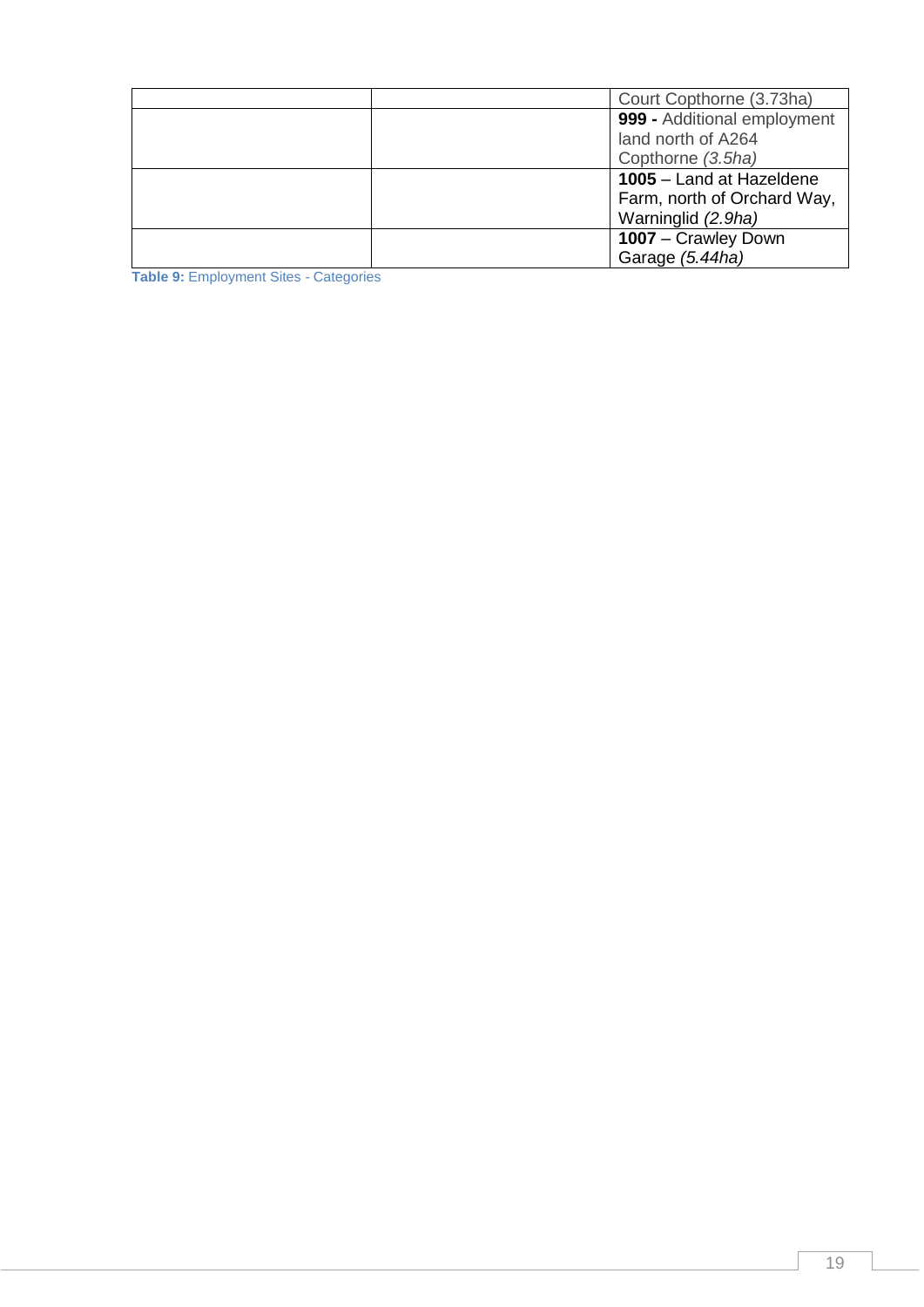| | | |
|---|---|---|
| | | Court Copthorne (3.73ha) |
| | | **999 -** Additional employment land north of A264 Copthorne *(3.5ha)* |
| | | **1005** – Land at Hazeldene Farm, north of Orchard Way, Warninglid *(2.9ha)* |
| | | **1007** – Crawley Down Garage *(5.44ha)* |

**Table 9:** Employment Sites - Categories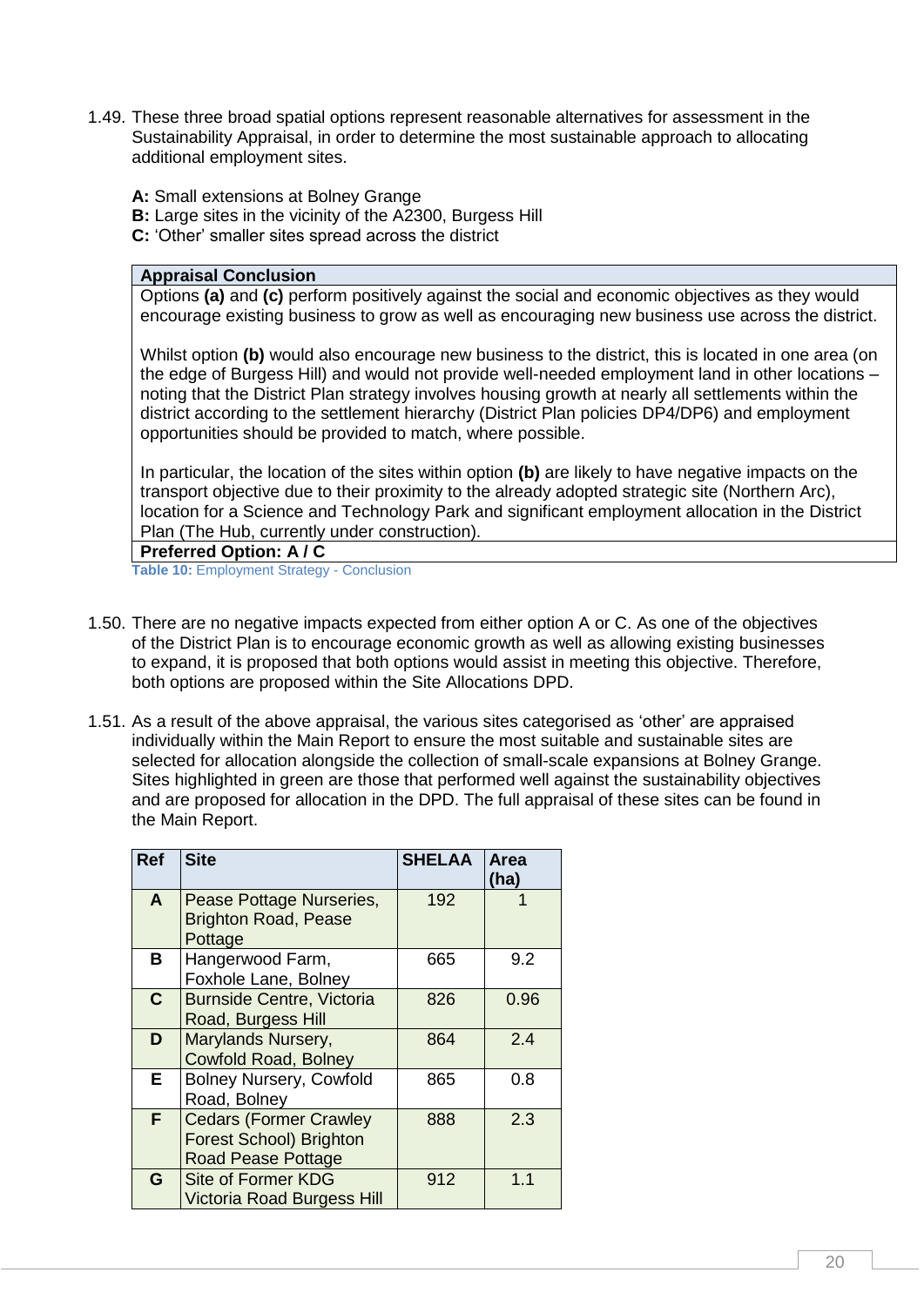1.49. These three broad spatial options represent reasonable alternatives for assessment in the Sustainability Appraisal, in order to determine the most sustainable approach to allocating additional employment sites.

**A:** Small extensions at Bolney Grange
**B:** Large sites in the vicinity of the A2300, Burgess Hill
**C:** 'Other' smaller sites spread across the district

| **Appraisal Conclusion** |
|---|
| Options **(a)** and **(c)** perform positively against the social and economic objectives as they would encourage existing business to grow as well as encouraging new business use across the district.<br><br>Whilst option **(b)** would also encourage new business to the district, this is located in one area (on the edge of Burgess Hill) and would not provide well-needed employment land in other locations – noting that the District Plan strategy involves housing growth at nearly all settlements within the district according to the settlement hierarchy (District Plan policies DP4/DP6) and employment opportunities should be provided to match, where possible.<br><br>In particular, the location of the sites within option **(b)** are likely to have negative impacts on the transport objective due to their proximity to the already adopted strategic site (Northern Arc), location for a Science and Technology Park and significant employment allocation in the District Plan (The Hub, currently under construction). |
| **Preferred Option: A / C** |

**Table 10:** Employment Strategy - Conclusion

1.50. There are no negative impacts expected from either option A or C. As one of the objectives of the District Plan is to encourage economic growth as well as allowing existing businesses to expand, it is proposed that both options would assist in meeting this objective. Therefore, both options are proposed within the Site Allocations DPD.

1.51. As a result of the above appraisal, the various sites categorised as 'other' are appraised individually within the Main Report to ensure the most suitable and sustainable sites are selected for allocation alongside the collection of small-scale expansions at Bolney Grange. Sites highlighted in green are those that performed well against the sustainability objectives and are proposed for allocation in the DPD. The full appraisal of these sites can be found in the Main Report.

| Ref | Site | SHELAA | Area (ha) |
|---|---|---|---|
| A | Pease Pottage Nurseries, Brighton Road, Pease Pottage | 192 | 1 |
| B | Hangerwood Farm, Foxhole Lane, Bolney | 665 | 9.2 |
| C | Burnside Centre, Victoria Road, Burgess Hill | 826 | 0.96 |
| D | Marylands Nursery, Cowfold Road, Bolney | 864 | 2.4 |
| E | Bolney Nursery, Cowfold Road, Bolney | 865 | 0.8 |
| F | Cedars (Former Crawley Forest School) Brighton Road Pease Pottage | 888 | 2.3 |
| G | Site of Former KDG Victoria Road Burgess Hill | 912 | 1.1 |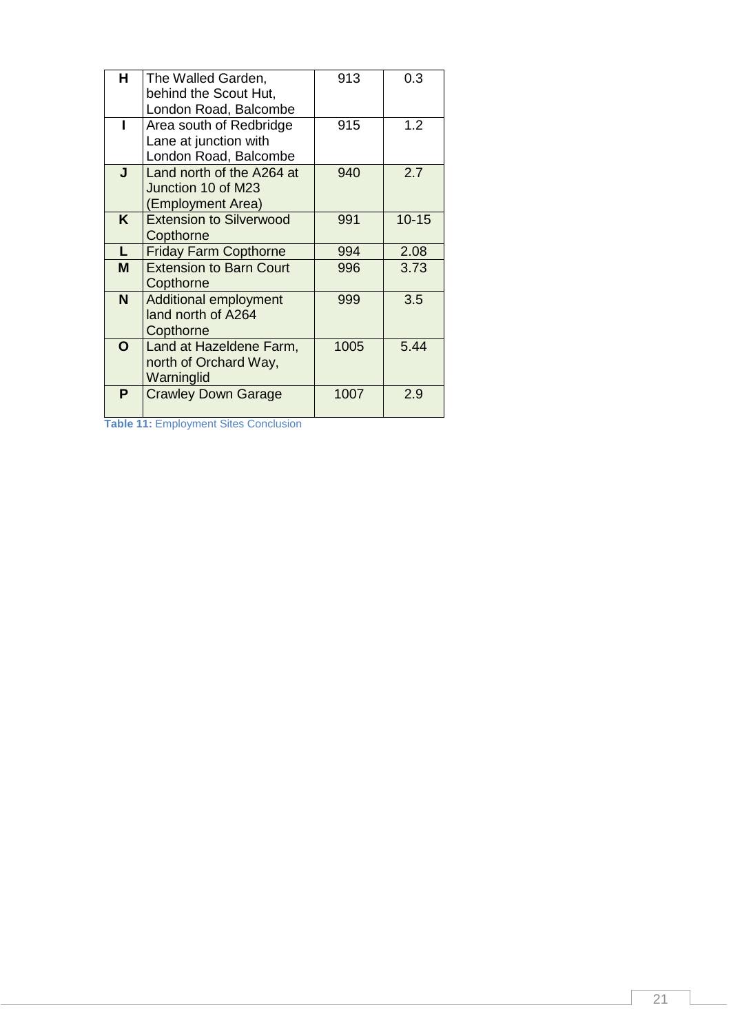| H | The Walled Garden, behind the Scout Hut, London Road, Balcombe | 913 | 0.3 |
|---|---|---|---|
| I | Area south of Redbridge Lane at junction with London Road, Balcombe | 915 | 1.2 |
| J | Land north of the A264 at Junction 10 of M23 (Employment Area) | 940 | 2.7 |
| K | Extension to Silverwood Copthorne | 991 | 10-15 |
| L | Friday Farm Copthorne | 994 | 2.08 |
| M | Extension to Barn Court Copthorne | 996 | 3.73 |
| N | Additional employment land north of A264 Copthorne | 999 | 3.5 |
| O | Land at Hazeldene Farm, north of Orchard Way, Warninglid | 1005 | 5.44 |
| P | Crawley Down Garage | 1007 | 2.9 |

**Table 11:** Employment Sites Conclusion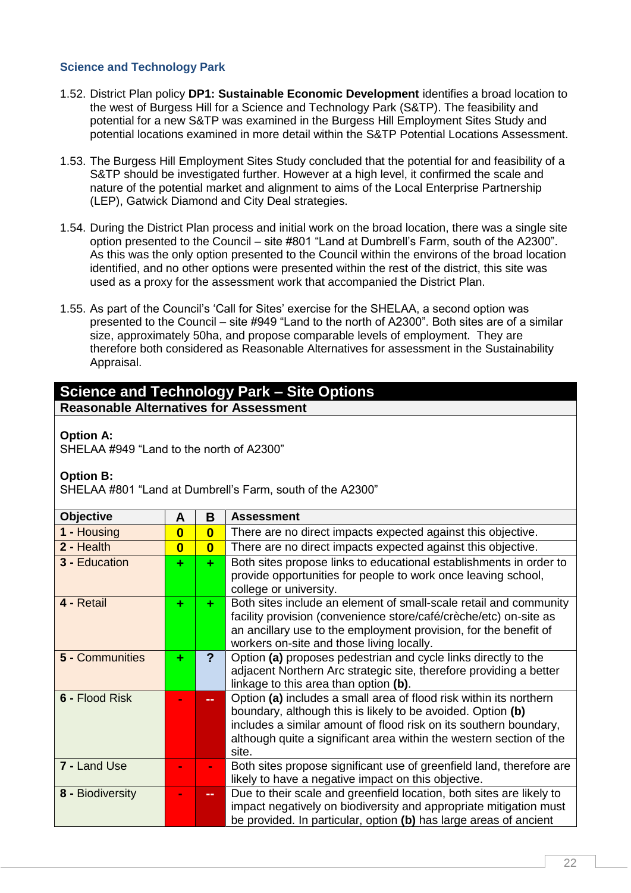### Science and Technology Park

1.52. District Plan policy **DP1: Sustainable Economic Development** identifies a broad location to the west of Burgess Hill for a Science and Technology Park (S&TP). The feasibility and potential for a new S&TP was examined in the Burgess Hill Employment Sites Study and potential locations examined in more detail within the S&TP Potential Locations Assessment.

1.53. The Burgess Hill Employment Sites Study concluded that the potential for and feasibility of a S&TP should be investigated further. However at a high level, it confirmed the scale and nature of the potential market and alignment to aims of the Local Enterprise Partnership (LEP), Gatwick Diamond and City Deal strategies.

1.54. During the District Plan process and initial work on the broad location, there was a single site option presented to the Council – site #801 "Land at Dumbrell's Farm, south of the A2300". As this was the only option presented to the Council within the environs of the broad location identified, and no other options were presented within the rest of the district, this site was used as a proxy for the assessment work that accompanied the District Plan.

1.55. As part of the Council's 'Call for Sites' exercise for the SHELAA, a second option was presented to the Council – site #949 "Land to the north of A2300". Both sites are of a similar size, approximately 50ha, and propose comparable levels of employment. They are therefore both considered as Reasonable Alternatives for assessment in the Sustainability Appraisal.

**Science and Technology Park – Site Options**

**Reasonable Alternatives for Assessment**

**Option A:**
SHELAA #949 "Land to the north of A2300"

**Option B:**
SHELAA #801 "Land at Dumbrell's Farm, south of the A2300"

| Objective | A | B | Assessment |
|---|---|---|---|
| **1 -** Housing | 0 | 0 | There are no direct impacts expected against this objective. |
| **2 -** Health | 0 | 0 | There are no direct impacts expected against this objective. |
| **3 -** Education | + | + | Both sites propose links to educational establishments in order to provide opportunities for people to work once leaving school, college or university. |
| **4 -** Retail | + | + | Both sites include an element of small-scale retail and community facility provision (convenience store/café/crèche/etc) on-site as an ancillary use to the employment provision, for the benefit of workers on-site and those living locally. |
| **5 -** Communities | + | ? | Option **(a)** proposes pedestrian and cycle links directly to the adjacent Northern Arc strategic site, therefore providing a better linkage to this area than option **(b)**. |
| **6 -** Flood Risk | - | -- | Option **(a)** includes a small area of flood risk within its northern boundary, although this is likely to be avoided. Option **(b)** includes a similar amount of flood risk on its southern boundary, although quite a significant area within the western section of the site. |
| **7 -** Land Use | - | - | Both sites propose significant use of greenfield land, therefore are likely to have a negative impact on this objective. |
| **8 -** Biodiversity | - | -- | Due to their scale and greenfield location, both sites are likely to impact negatively on biodiversity and appropriate mitigation must be provided. In particular, option **(b)** has large areas of ancient |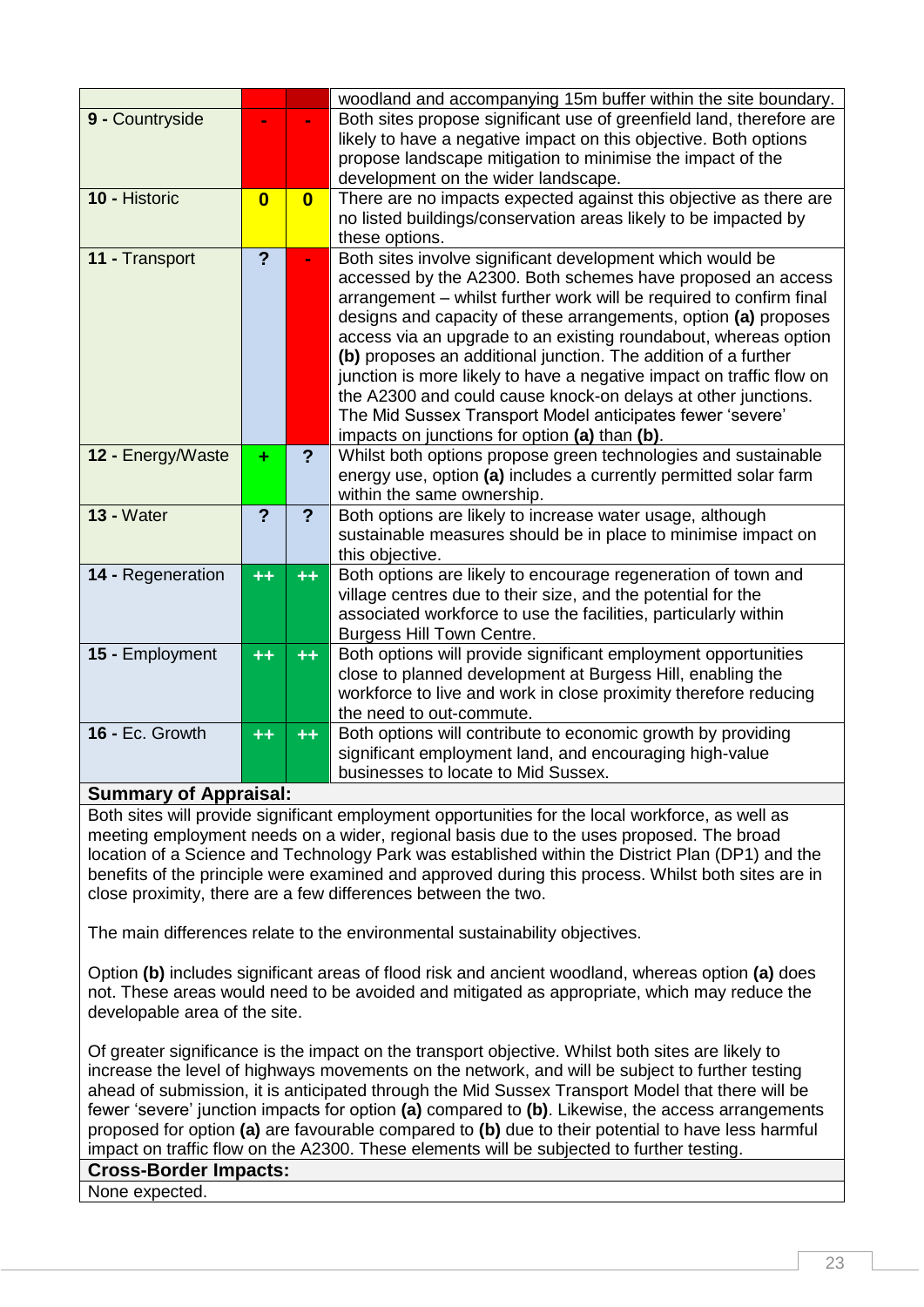| | | | |
|---|---|---|---|
| | | | woodland and accompanying 15m buffer within the site boundary. |
| **9 -** Countryside | - | - | Both sites propose significant use of greenfield land, therefore are likely to have a negative impact on this objective. Both options propose landscape mitigation to minimise the impact of the development on the wider landscape. |
| **10 -** Historic | **0** | **0** | There are no impacts expected against this objective as there are no listed buildings/conservation areas likely to be impacted by these options. |
| **11 -** Transport | **?** | - | Both sites involve significant development which would be accessed by the A2300. Both schemes have proposed an access arrangement – whilst further work will be required to confirm final designs and capacity of these arrangements, option **(a)** proposes access via an upgrade to an existing roundabout, whereas option **(b)** proposes an additional junction. The addition of a further junction is more likely to have a negative impact on traffic flow on the A2300 and could cause knock-on delays at other junctions. The Mid Sussex Transport Model anticipates fewer 'severe' impacts on junctions for option **(a)** than **(b)**. |
| **12 -** Energy/Waste | **+** | **?** | Whilst both options propose green technologies and sustainable energy use, option **(a)** includes a currently permitted solar farm within the same ownership. |
| **13 -** Water | **?** | **?** | Both options are likely to increase water usage, although sustainable measures should be in place to minimise impact on this objective. |
| **14 -** Regeneration | **++** | **++** | Both options are likely to encourage regeneration of town and village centres due to their size, and the potential for the associated workforce to use the facilities, particularly within Burgess Hill Town Centre. |
| **15 -** Employment | **++** | **++** | Both options will provide significant employment opportunities close to planned development at Burgess Hill, enabling the workforce to live and work in close proximity therefore reducing the need to out-commute. |
| **16 -** Ec. Growth | **++** | **++** | Both options will contribute to economic growth by providing significant employment land, and encouraging high-value businesses to locate to Mid Sussex. |

**Summary of Appraisal:**

Both sites will provide significant employment opportunities for the local workforce, as well as meeting employment needs on a wider, regional basis due to the uses proposed. The broad location of a Science and Technology Park was established within the District Plan (DP1) and the benefits of the principle were examined and approved during this process. Whilst both sites are in close proximity, there are a few differences between the two.

The main differences relate to the environmental sustainability objectives.

Option **(b)** includes significant areas of flood risk and ancient woodland, whereas option **(a)** does not. These areas would need to be avoided and mitigated as appropriate, which may reduce the developable area of the site.

Of greater significance is the impact on the transport objective. Whilst both sites are likely to increase the level of highways movements on the network, and will be subject to further testing ahead of submission, it is anticipated through the Mid Sussex Transport Model that there will be fewer 'severe' junction impacts for option **(a)** compared to **(b)**. Likewise, the access arrangements proposed for option **(a)** are favourable compared to **(b)** due to their potential to have less harmful impact on traffic flow on the A2300. These elements will be subjected to further testing.

**Cross-Border Impacts:**

None expected.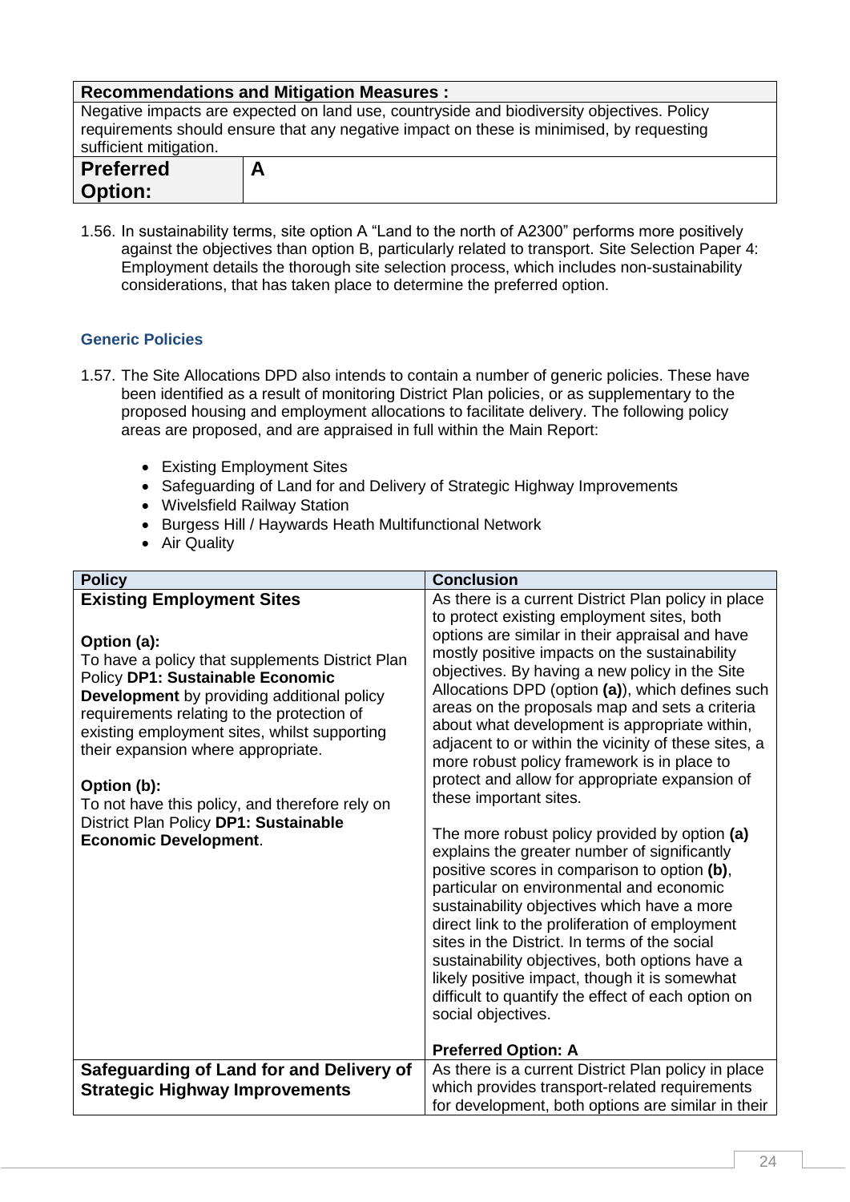| Recommendations and Mitigation Measures : | |
|---|---|
| Negative impacts are expected on land use, countryside and biodiversity objectives. Policy requirements should ensure that any negative impact on these is minimised, by requesting sufficient mitigation. | |
| **Preferred Option:** | **A** |

1.56. In sustainability terms, site option A "Land to the north of A2300" performs more positively against the objectives than option B, particularly related to transport. Site Selection Paper 4: Employment details the thorough site selection process, which includes non-sustainability considerations, that has taken place to determine the preferred option.

### Generic Policies

1.57. The Site Allocations DPD also intends to contain a number of generic policies. These have been identified as a result of monitoring District Plan policies, or as supplementary to the proposed housing and employment allocations to facilitate delivery. The following policy areas are proposed, and are appraised in full within the Main Report:

- Existing Employment Sites
- Safeguarding of Land for and Delivery of Strategic Highway Improvements
- Wivelsfield Railway Station
- Burgess Hill / Haywards Heath Multifunctional Network
- Air Quality

| Policy | Conclusion |
|---|---|
| **Existing Employment Sites**<br><br>**Option (a):**<br>To have a policy that supplements District Plan Policy **DP1: Sustainable Economic Development** by providing additional policy requirements relating to the protection of existing employment sites, whilst supporting their expansion where appropriate.<br><br>**Option (b):**<br>To not have this policy, and therefore rely on District Plan Policy **DP1: Sustainable Economic Development**. | As there is a current District Plan policy in place to protect existing employment sites, both options are similar in their appraisal and have mostly positive impacts on the sustainability objectives. By having a new policy in the Site Allocations DPD (option **(a)**), which defines such areas on the proposals map and sets a criteria about what development is appropriate within, adjacent to or within the vicinity of these sites, a more robust policy framework is in place to protect and allow for appropriate expansion of these important sites.<br><br>The more robust policy provided by option **(a)** explains the greater number of significantly positive scores in comparison to option **(b)**, particular on environmental and economic sustainability objectives which have a more direct link to the proliferation of employment sites in the District. In terms of the social sustainability objectives, both options have a likely positive impact, though it is somewhat difficult to quantify the effect of each option on social objectives.<br><br>**Preferred Option: A** |
| **Safeguarding of Land for and Delivery of Strategic Highway Improvements** | As there is a current District Plan policy in place which provides transport-related requirements for development, both options are similar in their |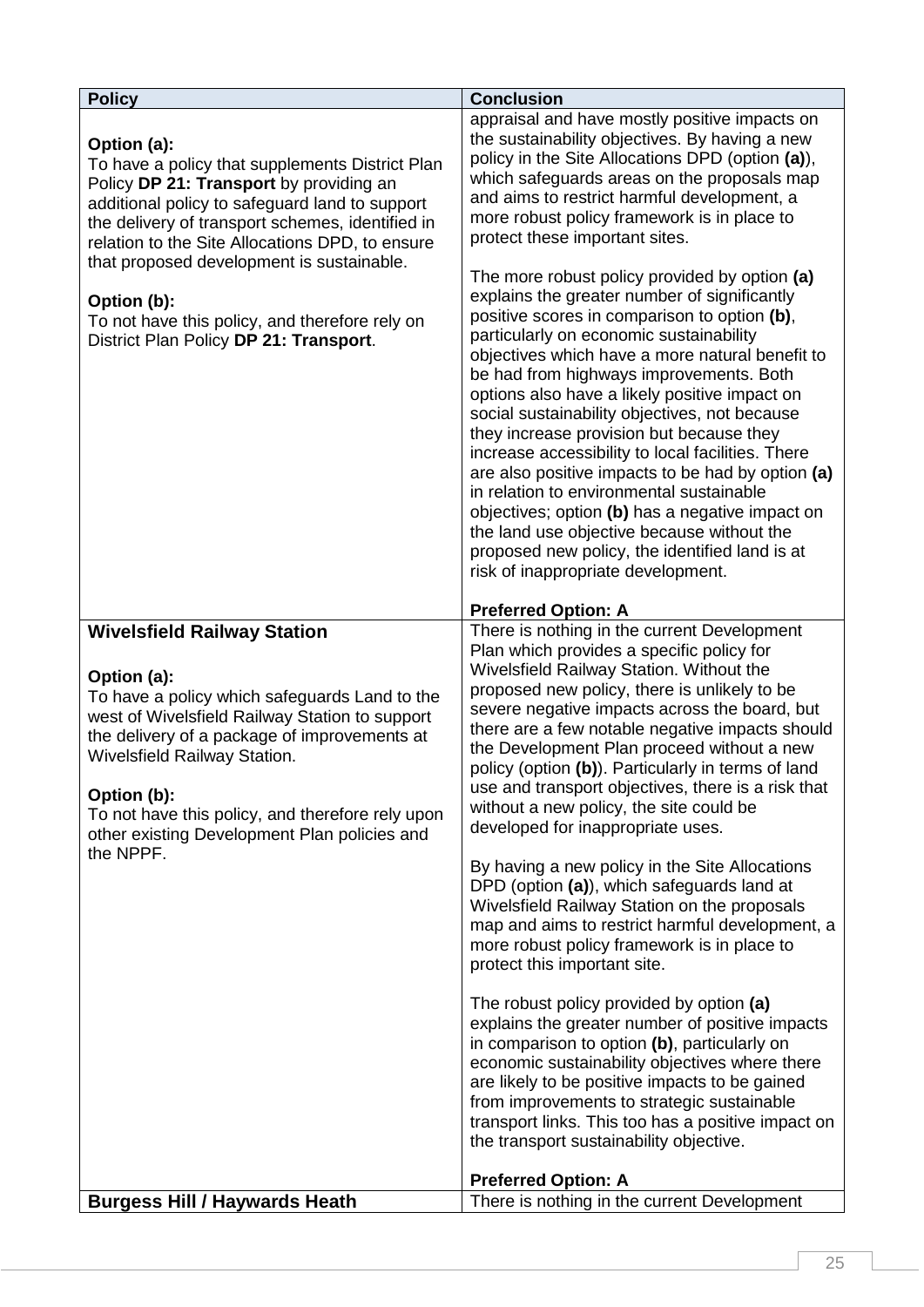| Policy | Conclusion |
|---|---|
| **Option (a):**<br>To have a policy that supplements District Plan Policy **DP 21: Transport** by providing an additional policy to safeguard land to support the delivery of transport schemes, identified in relation to the Site Allocations DPD, to ensure that proposed development is sustainable.<br><br>**Option (b):**<br>To not have this policy, and therefore rely on District Plan Policy **DP 21: Transport**. | appraisal and have mostly positive impacts on the sustainability objectives. By having a new policy in the Site Allocations DPD (option **(a)**), which safeguards areas on the proposals map and aims to restrict harmful development, a more robust policy framework is in place to protect these important sites.<br><br>The more robust policy provided by option **(a)** explains the greater number of significantly positive scores in comparison to option **(b)**, particularly on economic sustainability objectives which have a more natural benefit to be had from highways improvements. Both options also have a likely positive impact on social sustainability objectives, not because they increase provision but because they increase accessibility to local facilities. There are also positive impacts to be had by option **(a)** in relation to environmental sustainable objectives; option **(b)** has a negative impact on the land use objective because without the proposed new policy, the identified land is at risk of inappropriate development.<br><br>**Preferred Option: A** |
| **Wivelsfield Railway Station**<br><br>**Option (a):**<br>To have a policy which safeguards Land to the west of Wivelsfield Railway Station to support the delivery of a package of improvements at Wivelsfield Railway Station.<br><br>**Option (b):**<br>To not have this policy, and therefore rely upon other existing Development Plan policies and the NPPF. | There is nothing in the current Development Plan which provides a specific policy for Wivelsfield Railway Station. Without the proposed new policy, there is unlikely to be severe negative impacts across the board, but there are a few notable negative impacts should the Development Plan proceed without a new policy (option **(b)**). Particularly in terms of land use and transport objectives, there is a risk that without a new policy, the site could be developed for inappropriate uses.<br><br>By having a new policy in the Site Allocations DPD (option **(a)**), which safeguards land at Wivelsfield Railway Station on the proposals map and aims to restrict harmful development, a more robust policy framework is in place to protect this important site.<br><br>The robust policy provided by option **(a)** explains the greater number of positive impacts in comparison to option **(b)**, particularly on economic sustainability objectives where there are likely to be positive impacts to be gained from improvements to strategic sustainable transport links. This too has a positive impact on the transport sustainability objective.<br><br>**Preferred Option: A** |
| **Burgess Hill / Haywards Heath** | There is nothing in the current Development |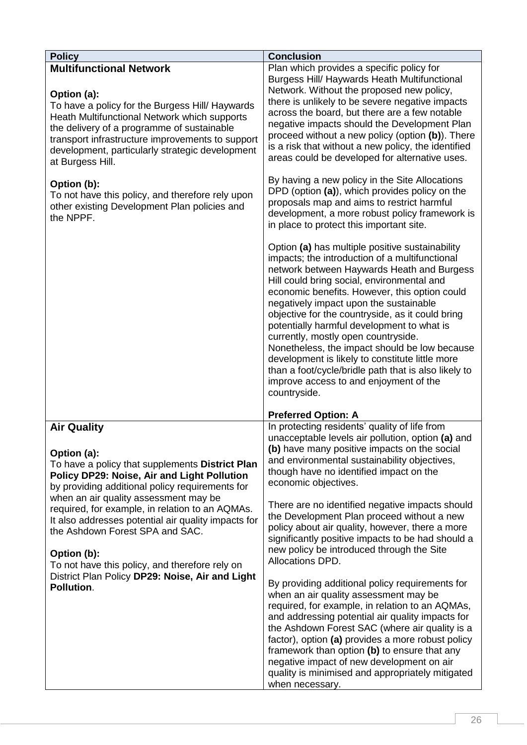| Policy | Conclusion |
|---|---|
| **Multifunctional Network**<br><br>**Option (a):**<br>To have a policy for the Burgess Hill/ Haywards Heath Multifunctional Network which supports the delivery of a programme of sustainable transport infrastructure improvements to support development, particularly strategic development at Burgess Hill.<br><br>**Option (b):**<br>To not have this policy, and therefore rely upon other existing Development Plan policies and the NPPF. | Plan which provides a specific policy for Burgess Hill/ Haywards Heath Multifunctional Network. Without the proposed new policy, there is unlikely to be severe negative impacts across the board, but there are a few notable negative impacts should the Development Plan proceed without a new policy (option **(b)**). There is a risk that without a new policy, the identified areas could be developed for alternative uses.<br><br>By having a new policy in the Site Allocations DPD (option **(a)**), which provides policy on the proposals map and aims to restrict harmful development, a more robust policy framework is in place to protect this important site.<br><br>Option **(a)** has multiple positive sustainability impacts; the introduction of a multifunctional network between Haywards Heath and Burgess Hill could bring social, environmental and economic benefits. However, this option could negatively impact upon the sustainable objective for the countryside, as it could bring potentially harmful development to what is currently, mostly open countryside. Nonetheless, the impact should be low because development is likely to constitute little more than a foot/cycle/bridle path that is also likely to improve access to and enjoyment of the countryside.<br><br>**Preferred Option: A** |
| **Air Quality**<br><br>**Option (a):**<br>To have a policy that supplements **District Plan Policy DP29: Noise, Air and Light Pollution** by providing additional policy requirements for when an air quality assessment may be required, for example, in relation to an AQMAs. It also addresses potential air quality impacts for the Ashdown Forest SPA and SAC.<br><br>**Option (b):**<br>To not have this policy, and therefore rely on District Plan Policy **DP29: Noise, Air and Light Pollution**. | In protecting residents' quality of life from unacceptable levels air pollution, option **(a)** and **(b)** have many positive impacts on the social and environmental sustainability objectives, though have no identified impact on the economic objectives.<br><br>There are no identified negative impacts should the Development Plan proceed without a new policy about air quality, however, there a more significantly positive impacts to be had should a new policy be introduced through the Site Allocations DPD.<br><br>By providing additional policy requirements for when an air quality assessment may be required, for example, in relation to an AQMAs, and addressing potential air quality impacts for the Ashdown Forest SAC (where air quality is a factor), option **(a)** provides a more robust policy framework than option **(b)** to ensure that any negative impact of new development on air quality is minimised and appropriately mitigated when necessary. |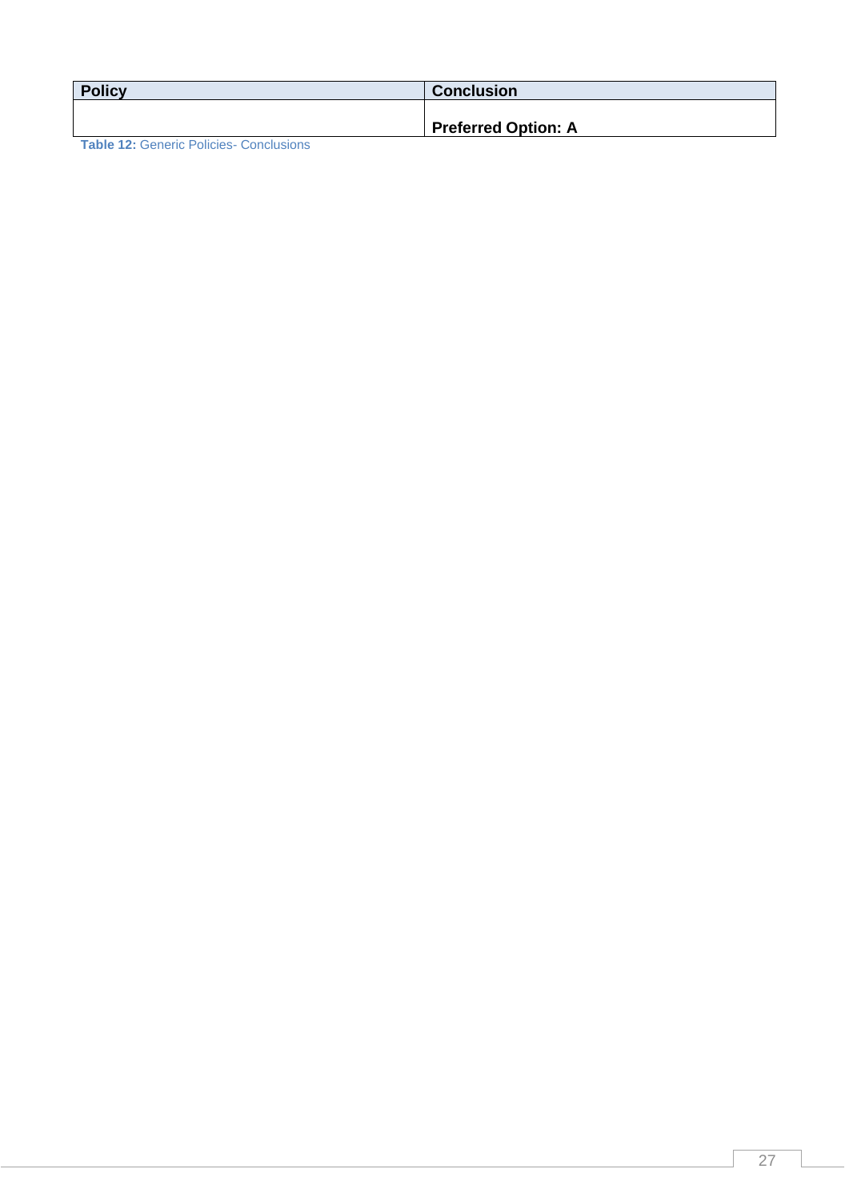| Policy | Conclusion |
| --- | --- |
| | **Preferred Option: A** |

**Table 12:** Generic Policies- Conclusions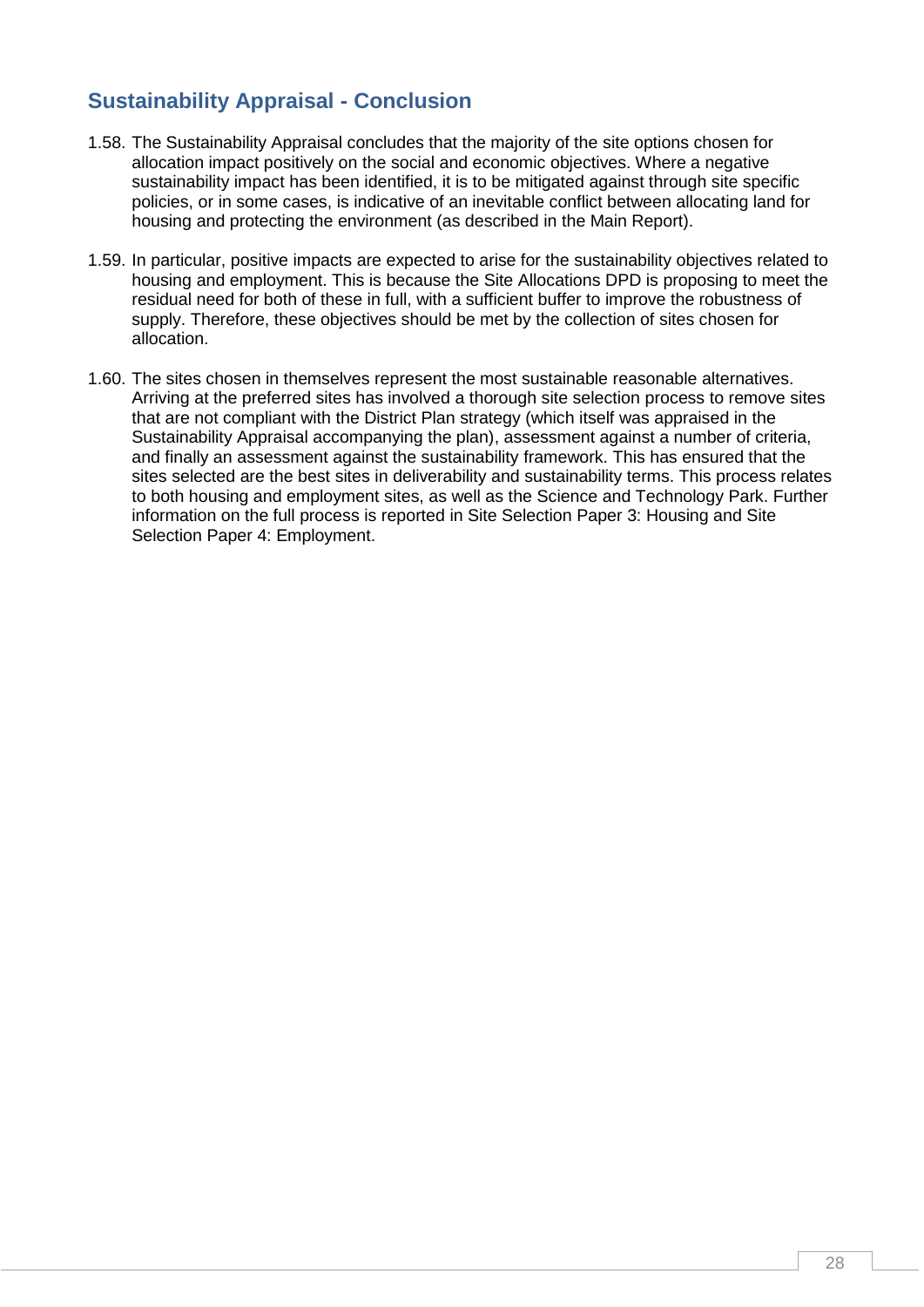## Sustainability Appraisal - Conclusion

1.58. The Sustainability Appraisal concludes that the majority of the site options chosen for allocation impact positively on the social and economic objectives. Where a negative sustainability impact has been identified, it is to be mitigated against through site specific policies, or in some cases, is indicative of an inevitable conflict between allocating land for housing and protecting the environment (as described in the Main Report).

1.59. In particular, positive impacts are expected to arise for the sustainability objectives related to housing and employment. This is because the Site Allocations DPD is proposing to meet the residual need for both of these in full, with a sufficient buffer to improve the robustness of supply. Therefore, these objectives should be met by the collection of sites chosen for allocation.

1.60. The sites chosen in themselves represent the most sustainable reasonable alternatives. Arriving at the preferred sites has involved a thorough site selection process to remove sites that are not compliant with the District Plan strategy (which itself was appraised in the Sustainability Appraisal accompanying the plan), assessment against a number of criteria, and finally an assessment against the sustainability framework. This has ensured that the sites selected are the best sites in deliverability and sustainability terms. This process relates to both housing and employment sites, as well as the Science and Technology Park. Further information on the full process is reported in Site Selection Paper 3: Housing and Site Selection Paper 4: Employment.